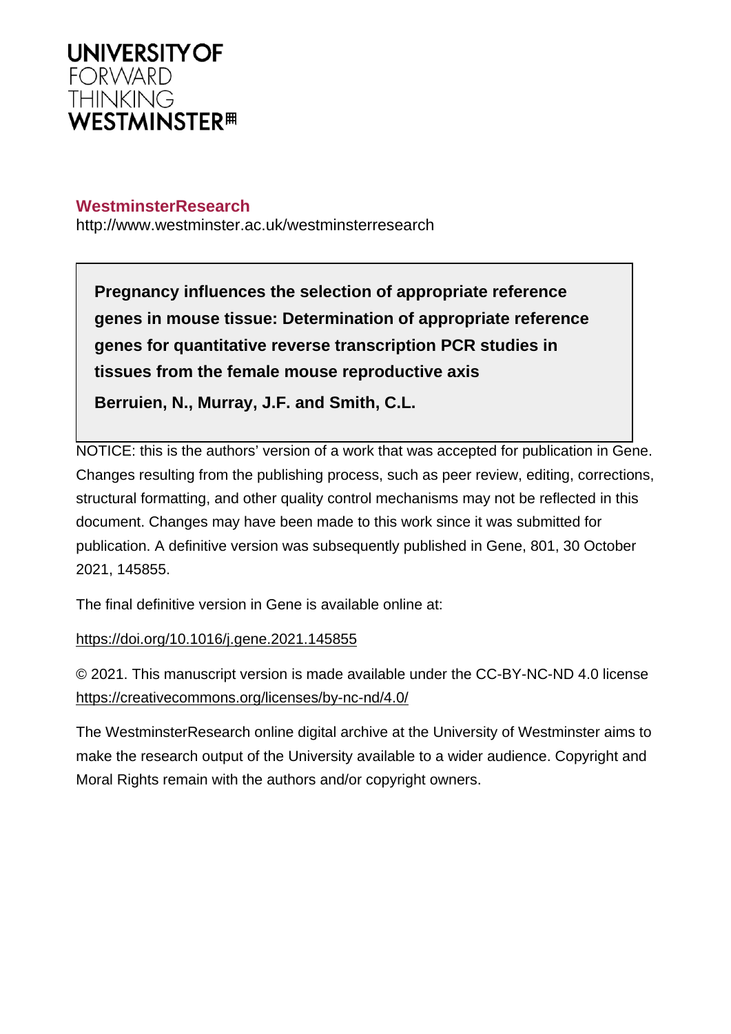UNIVERSITY OF
FORWARD
THINKING
WESTMINSTER

**WestminsterResearch**

http://www.westminster.ac.uk/westminsterresearch

**Pregnancy influences the selection of appropriate reference genes in mouse tissue: Determination of appropriate reference genes for quantitative reverse transcription PCR studies in tissues from the female mouse reproductive axis**

**Berruien, N., Murray, J.F. and Smith, C.L.**

NOTICE: this is the authors' version of a work that was accepted for publication in Gene. Changes resulting from the publishing process, such as peer review, editing, corrections, structural formatting, and other quality control mechanisms may not be reflected in this document. Changes may have been made to this work since it was submitted for publication. A definitive version was subsequently published in Gene, 801, 30 October 2021, 145855.

The final definitive version in Gene is available online at:

https://doi.org/10.1016/j.gene.2021.145855

© 2021. This manuscript version is made available under the CC-BY-NC-ND 4.0 license https://creativecommons.org/licenses/by-nc-nd/4.0/

The WestminsterResearch online digital archive at the University of Westminster aims to make the research output of the University available to a wider audience. Copyright and Moral Rights remain with the authors and/or copyright owners.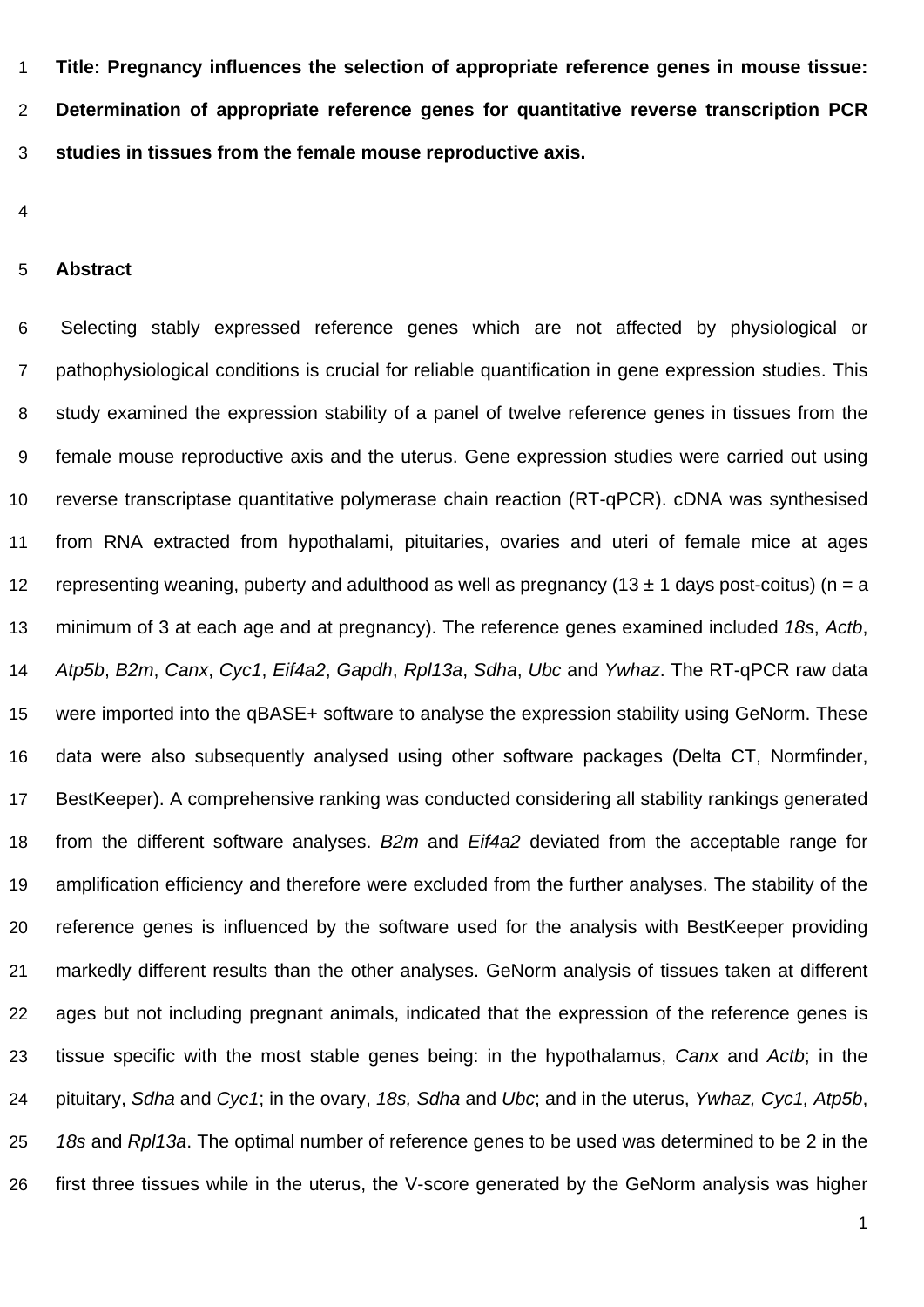**Title: Pregnancy influences the selection of appropriate reference genes in mouse tissue: Determination of appropriate reference genes for quantitative reverse transcription PCR studies in tissues from the female mouse reproductive axis.**

## Abstract

Selecting stably expressed reference genes which are not affected by physiological or pathophysiological conditions is crucial for reliable quantification in gene expression studies. This study examined the expression stability of a panel of twelve reference genes in tissues from the female mouse reproductive axis and the uterus. Gene expression studies were carried out using reverse transcriptase quantitative polymerase chain reaction (RT-qPCR). cDNA was synthesised from RNA extracted from hypothalami, pituitaries, ovaries and uteri of female mice at ages representing weaning, puberty and adulthood as well as pregnancy (13 ± 1 days post-coitus) (n = a minimum of 3 at each age and at pregnancy). The reference genes examined included *18s*, *Actb*, *Atp5b*, *B2m*, *Canx*, *Cyc1*, *Eif4a2*, *Gapdh*, *Rpl13a*, *Sdha*, *Ubc* and *Ywhaz*. The RT-qPCR raw data were imported into the qBASE+ software to analyse the expression stability using GeNorm. These data were also subsequently analysed using other software packages (Delta CT, Normfinder, BestKeeper). A comprehensive ranking was conducted considering all stability rankings generated from the different software analyses. *B2m* and *Eif4a2* deviated from the acceptable range for amplification efficiency and therefore were excluded from the further analyses. The stability of the reference genes is influenced by the software used for the analysis with BestKeeper providing markedly different results than the other analyses. GeNorm analysis of tissues taken at different ages but not including pregnant animals, indicated that the expression of the reference genes is tissue specific with the most stable genes being: in the hypothalamus, *Canx* and *Actb*; in the pituitary, *Sdha* and *Cyc1*; in the ovary, *18s, Sdha* and *Ubc*; and in the uterus, *Ywhaz, Cyc1, Atp5b*, *18s* and *Rpl13a*. The optimal number of reference genes to be used was determined to be 2 in the first three tissues while in the uterus, the V-score generated by the GeNorm analysis was higher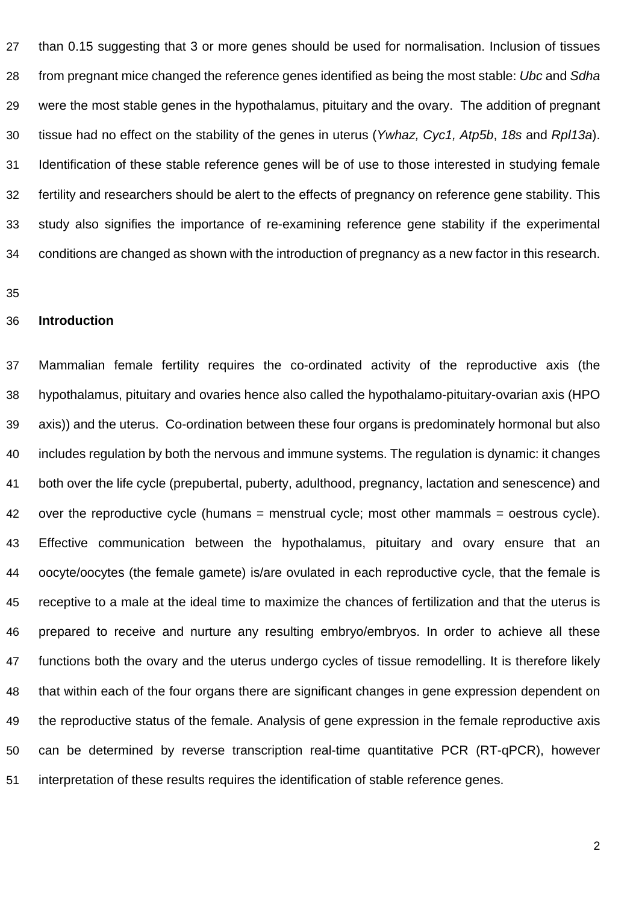than 0.15 suggesting that 3 or more genes should be used for normalisation. Inclusion of tissues from pregnant mice changed the reference genes identified as being the most stable: *Ubc* and *Sdha* were the most stable genes in the hypothalamus, pituitary and the ovary. The addition of pregnant tissue had no effect on the stability of the genes in uterus (*Ywhaz, Cyc1, Atp5b*, *18s* and *Rpl13a*). Identification of these stable reference genes will be of use to those interested in studying female fertility and researchers should be alert to the effects of pregnancy on reference gene stability. This study also signifies the importance of re-examining reference gene stability if the experimental conditions are changed as shown with the introduction of pregnancy as a new factor in this research.

## Introduction

Mammalian female fertility requires the co-ordinated activity of the reproductive axis (the hypothalamus, pituitary and ovaries hence also called the hypothalamo-pituitary-ovarian axis (HPO axis)) and the uterus. Co-ordination between these four organs is predominately hormonal but also includes regulation by both the nervous and immune systems. The regulation is dynamic: it changes both over the life cycle (prepubertal, puberty, adulthood, pregnancy, lactation and senescence) and over the reproductive cycle (humans = menstrual cycle; most other mammals = oestrous cycle). Effective communication between the hypothalamus, pituitary and ovary ensure that an oocyte/oocytes (the female gamete) is/are ovulated in each reproductive cycle, that the female is receptive to a male at the ideal time to maximize the chances of fertilization and that the uterus is prepared to receive and nurture any resulting embryo/embryos. In order to achieve all these functions both the ovary and the uterus undergo cycles of tissue remodelling. It is therefore likely that within each of the four organs there are significant changes in gene expression dependent on the reproductive status of the female. Analysis of gene expression in the female reproductive axis can be determined by reverse transcription real-time quantitative PCR (RT-qPCR), however interpretation of these results requires the identification of stable reference genes.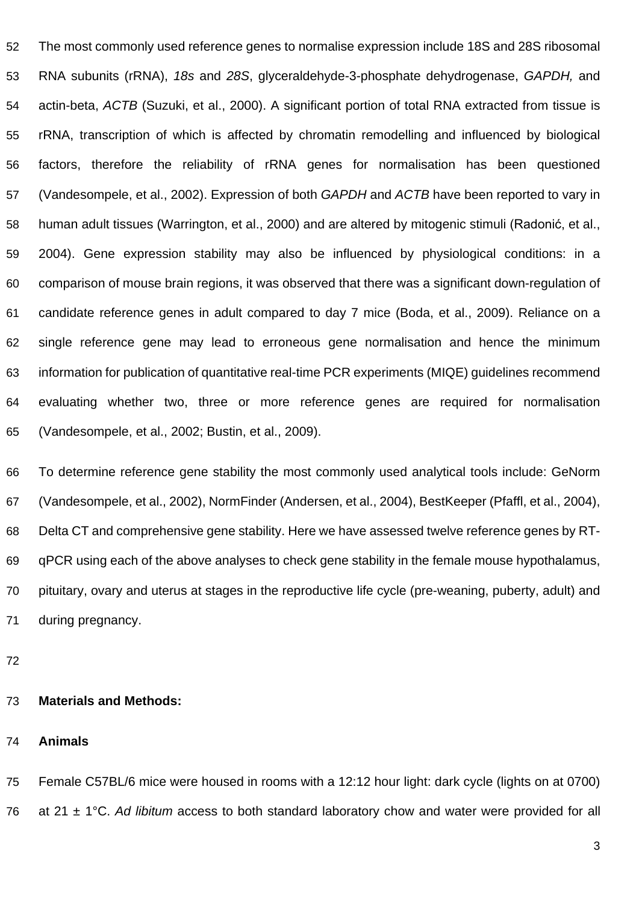The most commonly used reference genes to normalise expression include 18S and 28S ribosomal RNA subunits (rRNA), *18s* and *28S*, glyceraldehyde-3-phosphate dehydrogenase, *GAPDH,* and actin-beta, *ACTB* (Suzuki, et al., 2000). A significant portion of total RNA extracted from tissue is rRNA, transcription of which is affected by chromatin remodelling and influenced by biological factors, therefore the reliability of rRNA genes for normalisation has been questioned (Vandesompele, et al., 2002). Expression of both *GAPDH* and *ACTB* have been reported to vary in human adult tissues (Warrington, et al., 2000) and are altered by mitogenic stimuli (Radonić, et al., 2004). Gene expression stability may also be influenced by physiological conditions: in a comparison of mouse brain regions, it was observed that there was a significant down-regulation of candidate reference genes in adult compared to day 7 mice (Boda, et al., 2009). Reliance on a single reference gene may lead to erroneous gene normalisation and hence the minimum information for publication of quantitative real-time PCR experiments (MIQE) guidelines recommend evaluating whether two, three or more reference genes are required for normalisation (Vandesompele, et al., 2002; Bustin, et al., 2009).

To determine reference gene stability the most commonly used analytical tools include: GeNorm (Vandesompele, et al., 2002), NormFinder (Andersen, et al., 2004), BestKeeper (Pfaffl, et al., 2004), Delta CT and comprehensive gene stability. Here we have assessed twelve reference genes by RT-qPCR using each of the above analyses to check gene stability in the female mouse hypothalamus, pituitary, ovary and uterus at stages in the reproductive life cycle (pre-weaning, puberty, adult) and during pregnancy.

## Materials and Methods:

### Animals

Female C57BL/6 mice were housed in rooms with a 12:12 hour light: dark cycle (lights on at 0700) at 21 ± 1°C. *Ad libitum* access to both standard laboratory chow and water were provided for all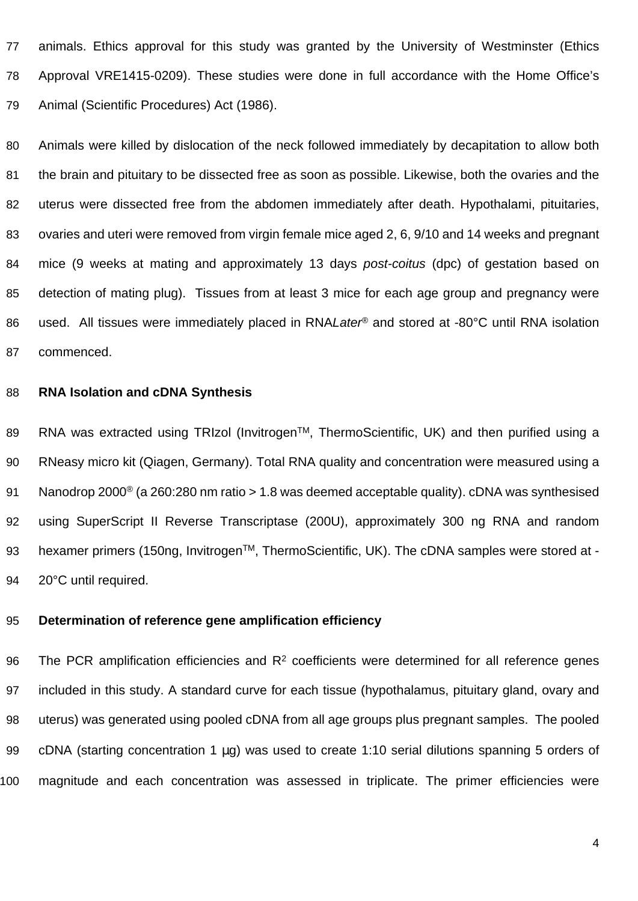animals. Ethics approval for this study was granted by the University of Westminster (Ethics Approval VRE1415-0209). These studies were done in full accordance with the Home Office's Animal (Scientific Procedures) Act (1986).

Animals were killed by dislocation of the neck followed immediately by decapitation to allow both the brain and pituitary to be dissected free as soon as possible. Likewise, both the ovaries and the uterus were dissected free from the abdomen immediately after death. Hypothalami, pituitaries, ovaries and uteri were removed from virgin female mice aged 2, 6, 9/10 and 14 weeks and pregnant mice (9 weeks at mating and approximately 13 days *post-coitus* (dpc) of gestation based on detection of mating plug). Tissues from at least 3 mice for each age group and pregnancy were used. All tissues were immediately placed in RNA*Later*® and stored at -80°C until RNA isolation commenced.

**RNA Isolation and cDNA Synthesis**

RNA was extracted using TRIzol (Invitrogen™, ThermoScientific, UK) and then purified using a RNeasy micro kit (Qiagen, Germany). Total RNA quality and concentration were measured using a Nanodrop 2000® (a 260:280 nm ratio > 1.8 was deemed acceptable quality). cDNA was synthesised using SuperScript II Reverse Transcriptase (200U), approximately 300 ng RNA and random hexamer primers (150ng, Invitrogen™, ThermoScientific, UK). The cDNA samples were stored at -20°C until required.

**Determination of reference gene amplification efficiency**

The PCR amplification efficiencies and $R^2$ coefficients were determined for all reference genes included in this study. A standard curve for each tissue (hypothalamus, pituitary gland, ovary and uterus) was generated using pooled cDNA from all age groups plus pregnant samples. The pooled cDNA (starting concentration 1 µg) was used to create 1:10 serial dilutions spanning 5 orders of magnitude and each concentration was assessed in triplicate. The primer efficiencies were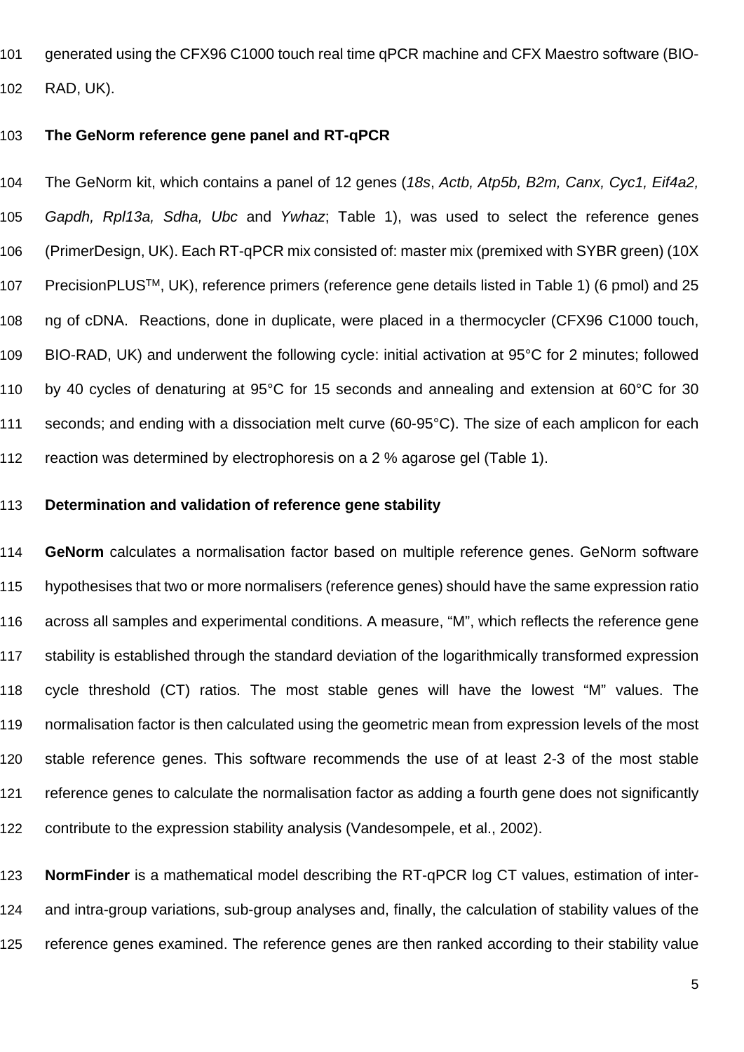generated using the CFX96 C1000 touch real time qPCR machine and CFX Maestro software (BIO-RAD, UK).

### The GeNorm reference gene panel and RT-qPCR

The GeNorm kit, which contains a panel of 12 genes (*18s*, *Actb, Atp5b, B2m, Canx, Cyc1, Eif4a2, Gapdh, Rpl13a, Sdha, Ubc* and *Ywhaz*; Table 1), was used to select the reference genes (PrimerDesign, UK). Each RT-qPCR mix consisted of: master mix (premixed with SYBR green) (10X PrecisionPLUS$^{TM}$, UK), reference primers (reference gene details listed in Table 1) (6 pmol) and 25 ng of cDNA. Reactions, done in duplicate, were placed in a thermocycler (CFX96 C1000 touch, BIO-RAD, UK) and underwent the following cycle: initial activation at 95°C for 2 minutes; followed by 40 cycles of denaturing at 95°C for 15 seconds and annealing and extension at 60°C for 30 seconds; and ending with a dissociation melt curve (60-95°C). The size of each amplicon for each reaction was determined by electrophoresis on a 2 % agarose gel (Table 1).

### Determination and validation of reference gene stability

**GeNorm** calculates a normalisation factor based on multiple reference genes. GeNorm software hypothesises that two or more normalisers (reference genes) should have the same expression ratio across all samples and experimental conditions. A measure, "M", which reflects the reference gene stability is established through the standard deviation of the logarithmically transformed expression cycle threshold (CT) ratios. The most stable genes will have the lowest "M" values. The normalisation factor is then calculated using the geometric mean from expression levels of the most stable reference genes. This software recommends the use of at least 2-3 of the most stable reference genes to calculate the normalisation factor as adding a fourth gene does not significantly contribute to the expression stability analysis (Vandesompele, et al., 2002).

**NormFinder** is a mathematical model describing the RT-qPCR log CT values, estimation of inter- and intra-group variations, sub-group analyses and, finally, the calculation of stability values of the reference genes examined. The reference genes are then ranked according to their stability value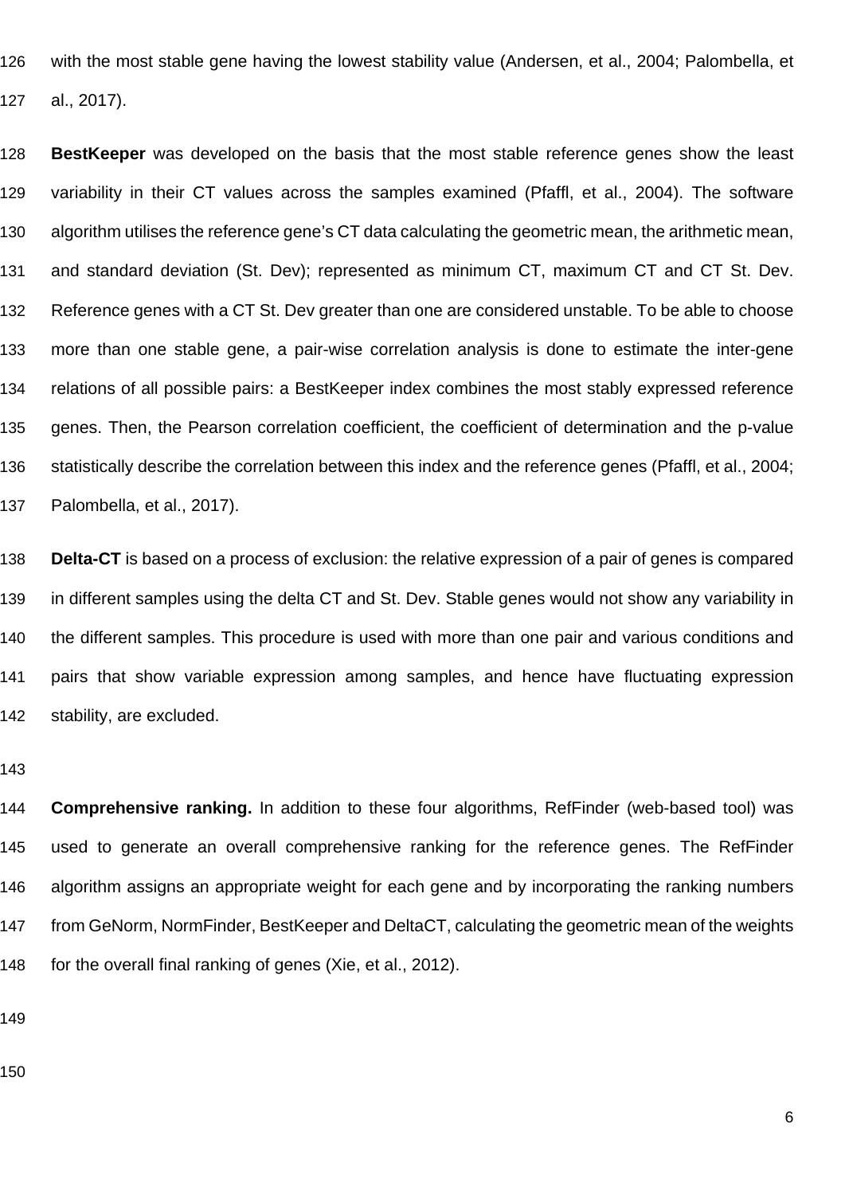with the most stable gene having the lowest stability value (Andersen, et al., 2004; Palombella, et al., 2017).

**BestKeeper** was developed on the basis that the most stable reference genes show the least variability in their CT values across the samples examined (Pfaffl, et al., 2004). The software algorithm utilises the reference gene's CT data calculating the geometric mean, the arithmetic mean, and standard deviation (St. Dev); represented as minimum CT, maximum CT and CT St. Dev. Reference genes with a CT St. Dev greater than one are considered unstable. To be able to choose more than one stable gene, a pair-wise correlation analysis is done to estimate the inter-gene relations of all possible pairs: a BestKeeper index combines the most stably expressed reference genes. Then, the Pearson correlation coefficient, the coefficient of determination and the p-value statistically describe the correlation between this index and the reference genes (Pfaffl, et al., 2004; Palombella, et al., 2017).

**Delta-CT** is based on a process of exclusion: the relative expression of a pair of genes is compared in different samples using the delta CT and St. Dev. Stable genes would not show any variability in the different samples. This procedure is used with more than one pair and various conditions and pairs that show variable expression among samples, and hence have fluctuating expression stability, are excluded.

**Comprehensive ranking.** In addition to these four algorithms, RefFinder (web-based tool) was used to generate an overall comprehensive ranking for the reference genes. The RefFinder algorithm assigns an appropriate weight for each gene and by incorporating the ranking numbers from GeNorm, NormFinder, BestKeeper and DeltaCT, calculating the geometric mean of the weights for the overall final ranking of genes (Xie, et al., 2012).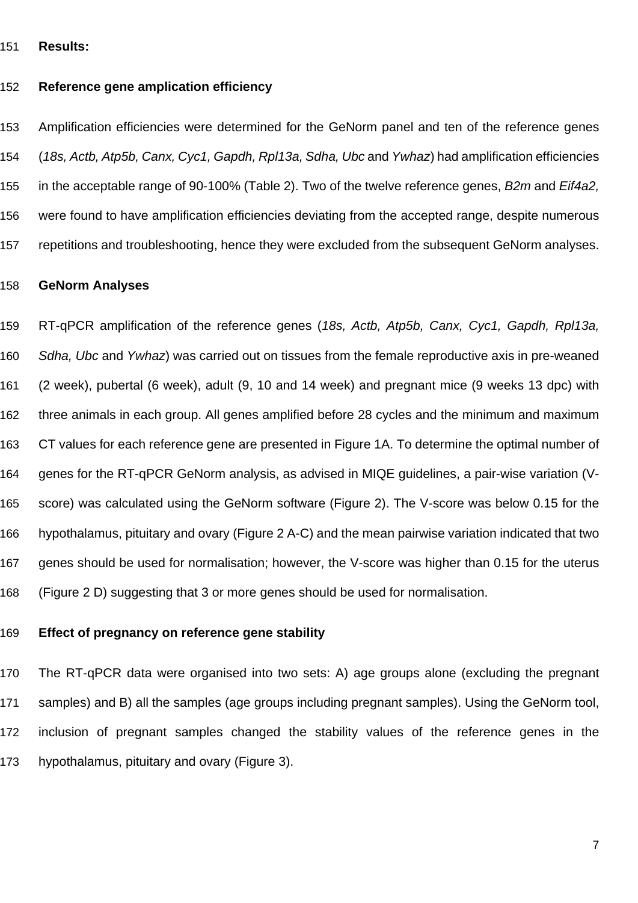## Results:

### Reference gene amplication efficiency

Amplification efficiencies were determined for the GeNorm panel and ten of the reference genes (*18s, Actb, Atp5b, Canx, Cyc1, Gapdh, Rpl13a, Sdha, Ubc* and *Ywhaz*) had amplification efficiencies in the acceptable range of 90-100% (Table 2). Two of the twelve reference genes, *B2m* and *Eif4a2,* were found to have amplification efficiencies deviating from the accepted range, despite numerous repetitions and troubleshooting, hence they were excluded from the subsequent GeNorm analyses.

### GeNorm Analyses

RT-qPCR amplification of the reference genes (*18s, Actb, Atp5b, Canx, Cyc1, Gapdh, Rpl13a, Sdha, Ubc* and *Ywhaz*) was carried out on tissues from the female reproductive axis in pre-weaned (2 week), pubertal (6 week), adult (9, 10 and 14 week) and pregnant mice (9 weeks 13 dpc) with three animals in each group. All genes amplified before 28 cycles and the minimum and maximum CT values for each reference gene are presented in Figure 1A. To determine the optimal number of genes for the RT-qPCR GeNorm analysis, as advised in MIQE guidelines, a pair-wise variation (V-score) was calculated using the GeNorm software (Figure 2). The V-score was below 0.15 for the hypothalamus, pituitary and ovary (Figure 2 A-C) and the mean pairwise variation indicated that two genes should be used for normalisation; however, the V-score was higher than 0.15 for the uterus (Figure 2 D) suggesting that 3 or more genes should be used for normalisation.

### Effect of pregnancy on reference gene stability

The RT-qPCR data were organised into two sets: A) age groups alone (excluding the pregnant samples) and B) all the samples (age groups including pregnant samples). Using the GeNorm tool, inclusion of pregnant samples changed the stability values of the reference genes in the hypothalamus, pituitary and ovary (Figure 3).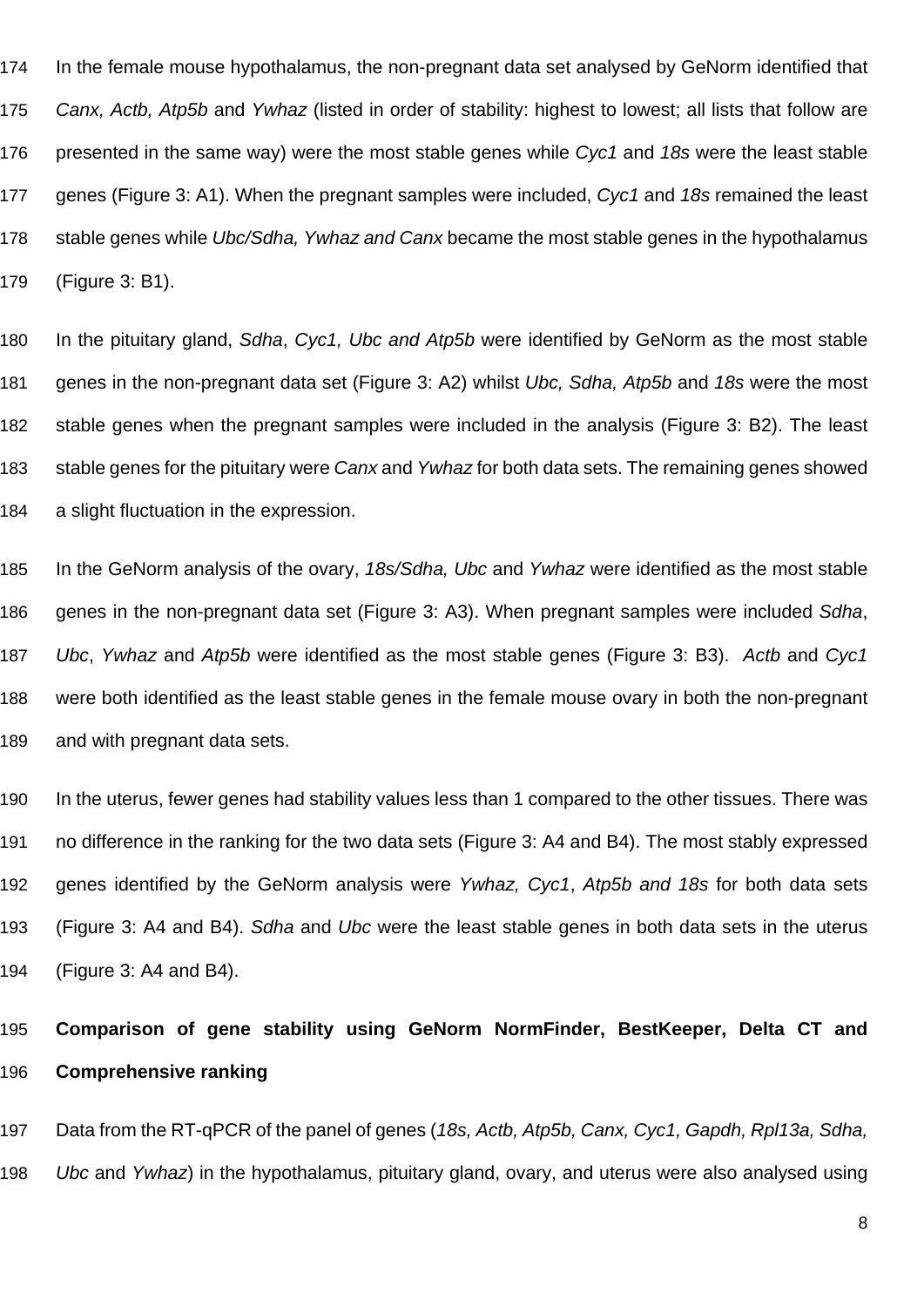In the female mouse hypothalamus, the non-pregnant data set analysed by GeNorm identified that *Canx, Actb, Atp5b* and *Ywhaz* (listed in order of stability: highest to lowest; all lists that follow are presented in the same way) were the most stable genes while *Cyc1* and *18s* were the least stable genes (Figure 3: A1). When the pregnant samples were included, *Cyc1* and *18s* remained the least stable genes while *Ubc/Sdha, Ywhaz and Canx* became the most stable genes in the hypothalamus (Figure 3: B1).

In the pituitary gland, *Sdha*, *Cyc1, Ubc and Atp5b* were identified by GeNorm as the most stable genes in the non-pregnant data set (Figure 3: A2) whilst *Ubc, Sdha, Atp5b* and *18s* were the most stable genes when the pregnant samples were included in the analysis (Figure 3: B2). The least stable genes for the pituitary were *Canx* and *Ywhaz* for both data sets. The remaining genes showed a slight fluctuation in the expression.

In the GeNorm analysis of the ovary, *18s/Sdha, Ubc* and *Ywhaz* were identified as the most stable genes in the non-pregnant data set (Figure 3: A3). When pregnant samples were included *Sdha*, *Ubc*, *Ywhaz* and *Atp5b* were identified as the most stable genes (Figure 3: B3). *Actb* and *Cyc1* were both identified as the least stable genes in the female mouse ovary in both the non-pregnant and with pregnant data sets.

In the uterus, fewer genes had stability values less than 1 compared to the other tissues. There was no difference in the ranking for the two data sets (Figure 3: A4 and B4). The most stably expressed genes identified by the GeNorm analysis were *Ywhaz, Cyc1*, *Atp5b and 18s* for both data sets (Figure 3: A4 and B4). *Sdha* and *Ubc* were the least stable genes in both data sets in the uterus (Figure 3: A4 and B4).

**Comparison of gene stability using GeNorm NormFinder, BestKeeper, Delta CT and Comprehensive ranking**

Data from the RT-qPCR of the panel of genes (*18s, Actb, Atp5b, Canx, Cyc1, Gapdh, Rpl13a, Sdha, Ubc* and *Ywhaz*) in the hypothalamus, pituitary gland, ovary, and uterus were also analysed using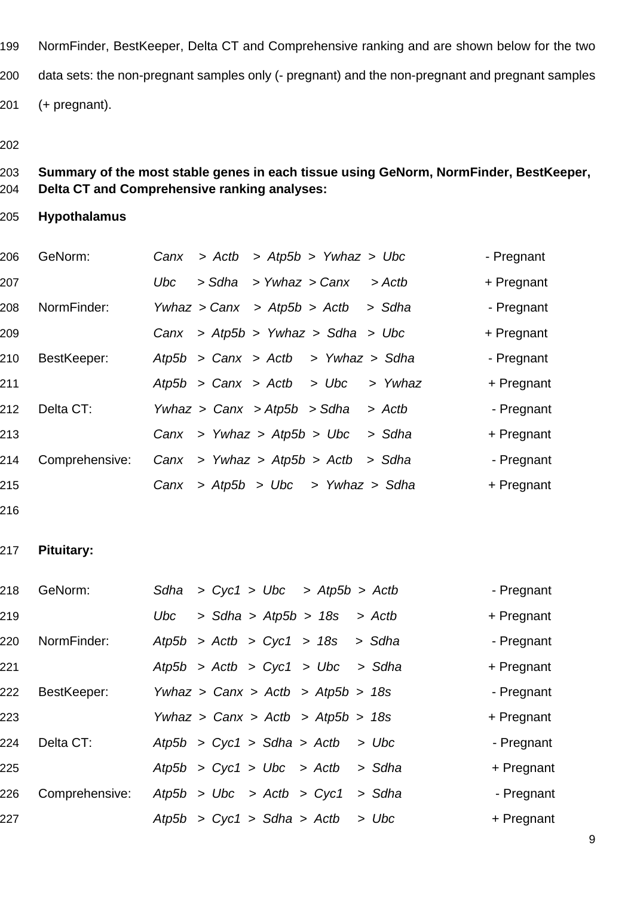NormFinder, BestKeeper, Delta CT and Comprehensive ranking and are shown below for the two data sets: the non-pregnant samples only (- pregnant) and the non-pregnant and pregnant samples (+ pregnant).

**Summary of the most stable genes in each tissue using GeNorm, NormFinder, BestKeeper, Delta CT and Comprehensive ranking analyses:**

**Hypothalamus**

| | | |
|---|---|---|
| GeNorm: | *Canx > Actb > Atp5b > Ywhaz > Ubc* | - Pregnant |
| | *Ubc > Sdha > Ywhaz > Canx > Actb* | + Pregnant |
| NormFinder: | *Ywhaz > Canx > Atp5b > Actb > Sdha* | - Pregnant |
| | *Canx > Atp5b > Ywhaz > Sdha > Ubc* | + Pregnant |
| BestKeeper: | *Atp5b > Canx > Actb > Ywhaz > Sdha* | - Pregnant |
| | *Atp5b > Canx > Actb > Ubc > Ywhaz* | + Pregnant |
| Delta CT: | *Ywhaz > Canx > Atp5b > Sdha > Actb* | - Pregnant |
| | *Canx > Ywhaz > Atp5b > Ubc > Sdha* | + Pregnant |
| Comprehensive: | *Canx > Ywhaz > Atp5b > Actb > Sdha* | - Pregnant |
| | *Canx > Atp5b > Ubc > Ywhaz > Sdha* | + Pregnant |

**Pituitary:**

| | | |
|---|---|---|
| GeNorm: | *Sdha > Cyc1 > Ubc > Atp5b > Actb* | - Pregnant |
| | *Ubc > Sdha > Atp5b > 18s > Actb* | + Pregnant |
| NormFinder: | *Atp5b > Actb > Cyc1 > 18s > Sdha* | - Pregnant |
| | *Atp5b > Actb > Cyc1 > Ubc > Sdha* | + Pregnant |
| BestKeeper: | *Ywhaz > Canx > Actb > Atp5b > 18s* | - Pregnant |
| | *Ywhaz > Canx > Actb > Atp5b > 18s* | + Pregnant |
| Delta CT: | *Atp5b > Cyc1 > Sdha > Actb > Ubc* | - Pregnant |
| | *Atp5b > Cyc1 > Ubc > Actb > Sdha* | + Pregnant |
| Comprehensive: | *Atp5b > Ubc > Actb > Cyc1 > Sdha* | - Pregnant |
| | *Atp5b > Cyc1 > Sdha > Actb > Ubc* | + Pregnant |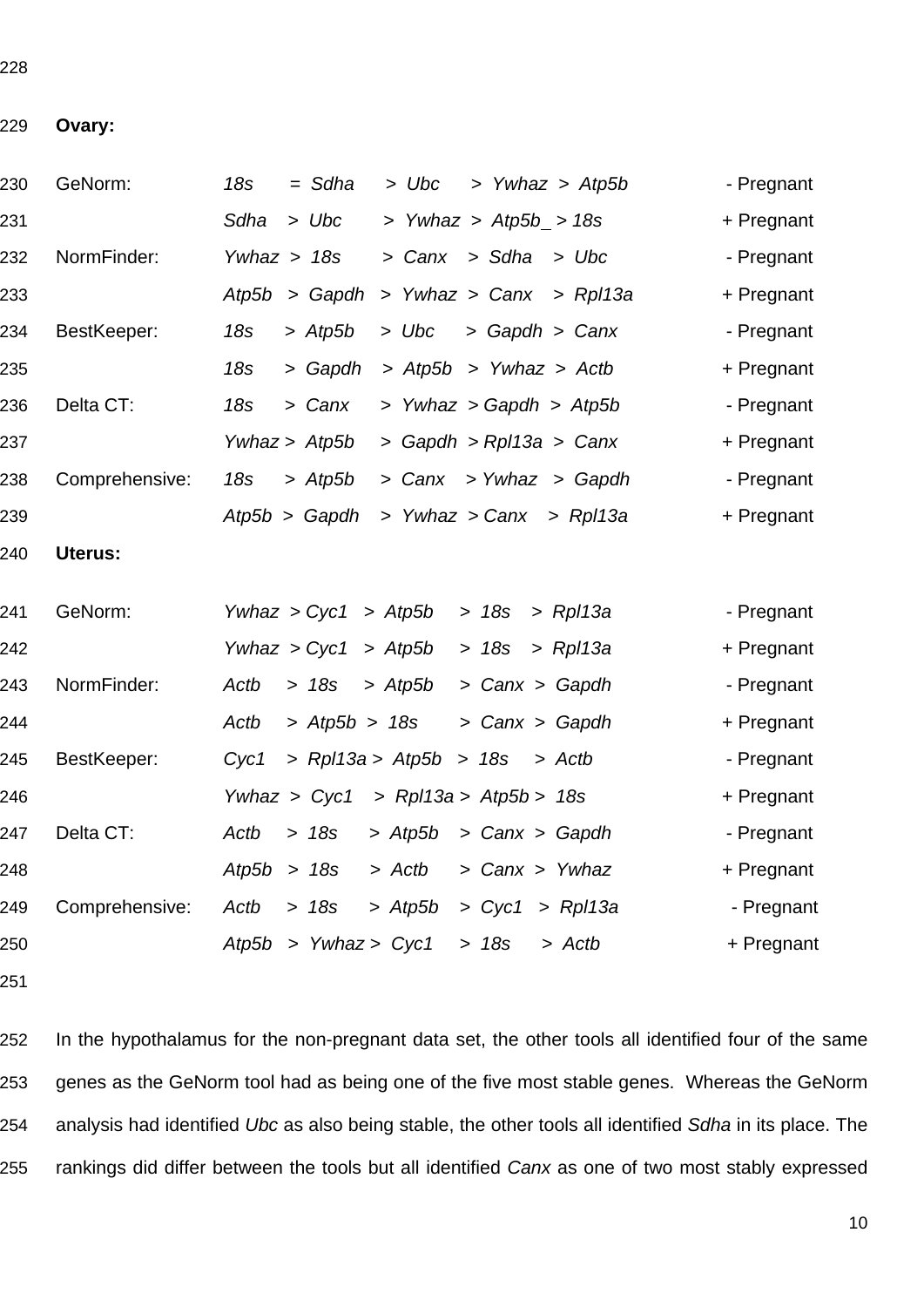**Ovary:**

| | | |
|---|---|---|
| GeNorm: | *18s* = *Sdha* > *Ubc* > *Ywhaz* > *Atp5b* | - Pregnant |
| | *Sdha* > *Ubc* > *Ywhaz* > *Atp5b_* > *18s* | + Pregnant |
| NormFinder: | *Ywhaz* > *18s* > *Canx* > *Sdha* > *Ubc* | - Pregnant |
| | *Atp5b* > *Gapdh* > *Ywhaz* > *Canx* > *Rpl13a* | + Pregnant |
| BestKeeper: | *18s* > *Atp5b* > *Ubc* > *Gapdh* > *Canx* | - Pregnant |
| | *18s* > *Gapdh* > *Atp5b* > *Ywhaz* > *Actb* | + Pregnant |
| Delta CT: | *18s* > *Canx* > *Ywhaz* > *Gapdh* > *Atp5b* | - Pregnant |
| | *Ywhaz* > *Atp5b* > *Gapdh* > *Rpl13a* > *Canx* | + Pregnant |
| Comprehensive: | *18s* > *Atp5b* > *Canx* > *Ywhaz* > *Gapdh* | - Pregnant |
| | *Atp5b* > *Gapdh* > *Ywhaz* > *Canx* > *Rpl13a* | + Pregnant |

**Uterus:**

| | | |
|---|---|---|
| GeNorm: | *Ywhaz* > *Cyc1* > *Atp5b* > *18s* > *Rpl13a* | - Pregnant |
| | *Ywhaz* > *Cyc1* > *Atp5b* > *18s* > *Rpl13a* | + Pregnant |
| NormFinder: | *Actb* > *18s* > *Atp5b* > *Canx* > *Gapdh* | - Pregnant |
| | *Actb* > *Atp5b* > *18s* > *Canx* > *Gapdh* | + Pregnant |
| BestKeeper: | *Cyc1* > *Rpl13a* > *Atp5b* > *18s* > *Actb* | - Pregnant |
| | *Ywhaz* > *Cyc1* > *Rpl13a* > *Atp5b* > *18s* | + Pregnant |
| Delta CT: | *Actb* > *18s* > *Atp5b* > *Canx* > *Gapdh* | - Pregnant |
| | *Atp5b* > *18s* > *Actb* > *Canx* > *Ywhaz* | + Pregnant |
| Comprehensive: | *Actb* > *18s* > *Atp5b* > *Cyc1* > *Rpl13a* | - Pregnant |
| | *Atp5b* > *Ywhaz* > *Cyc1* > *18s* > *Actb* | + Pregnant |

In the hypothalamus for the non-pregnant data set, the other tools all identified four of the same genes as the GeNorm tool had as being one of the five most stable genes. Whereas the GeNorm analysis had identified *Ubc* as also being stable, the other tools all identified *Sdha* in its place. The rankings did differ between the tools but all identified *Canx* as one of two most stably expressed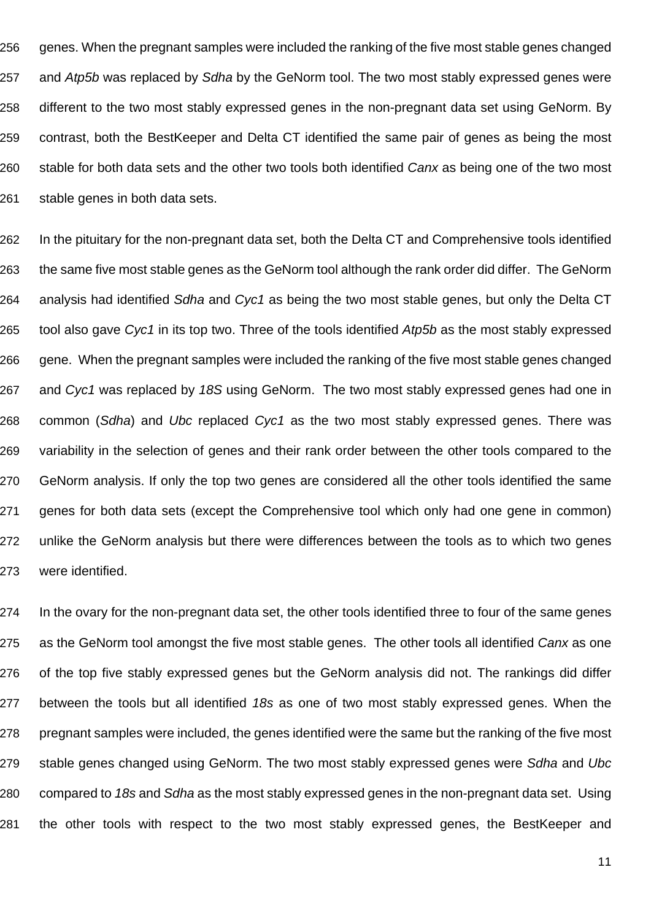genes. When the pregnant samples were included the ranking of the five most stable genes changed and *Atp5b* was replaced by *Sdha* by the GeNorm tool. The two most stably expressed genes were different to the two most stably expressed genes in the non-pregnant data set using GeNorm. By contrast, both the BestKeeper and Delta CT identified the same pair of genes as being the most stable for both data sets and the other two tools both identified *Canx* as being one of the two most stable genes in both data sets.

In the pituitary for the non-pregnant data set, both the Delta CT and Comprehensive tools identified the same five most stable genes as the GeNorm tool although the rank order did differ. The GeNorm analysis had identified *Sdha* and *Cyc1* as being the two most stable genes, but only the Delta CT tool also gave *Cyc1* in its top two. Three of the tools identified *Atp5b* as the most stably expressed gene. When the pregnant samples were included the ranking of the five most stable genes changed and *Cyc1* was replaced by *18S* using GeNorm. The two most stably expressed genes had one in common (*Sdha*) and *Ubc* replaced *Cyc1* as the two most stably expressed genes. There was variability in the selection of genes and their rank order between the other tools compared to the GeNorm analysis. If only the top two genes are considered all the other tools identified the same genes for both data sets (except the Comprehensive tool which only had one gene in common) unlike the GeNorm analysis but there were differences between the tools as to which two genes were identified.

In the ovary for the non-pregnant data set, the other tools identified three to four of the same genes as the GeNorm tool amongst the five most stable genes. The other tools all identified *Canx* as one of the top five stably expressed genes but the GeNorm analysis did not. The rankings did differ between the tools but all identified *18s* as one of two most stably expressed genes. When the pregnant samples were included, the genes identified were the same but the ranking of the five most stable genes changed using GeNorm. The two most stably expressed genes were *Sdha* and *Ubc* compared to *18s* and *Sdha* as the most stably expressed genes in the non-pregnant data set. Using the other tools with respect to the two most stably expressed genes, the BestKeeper and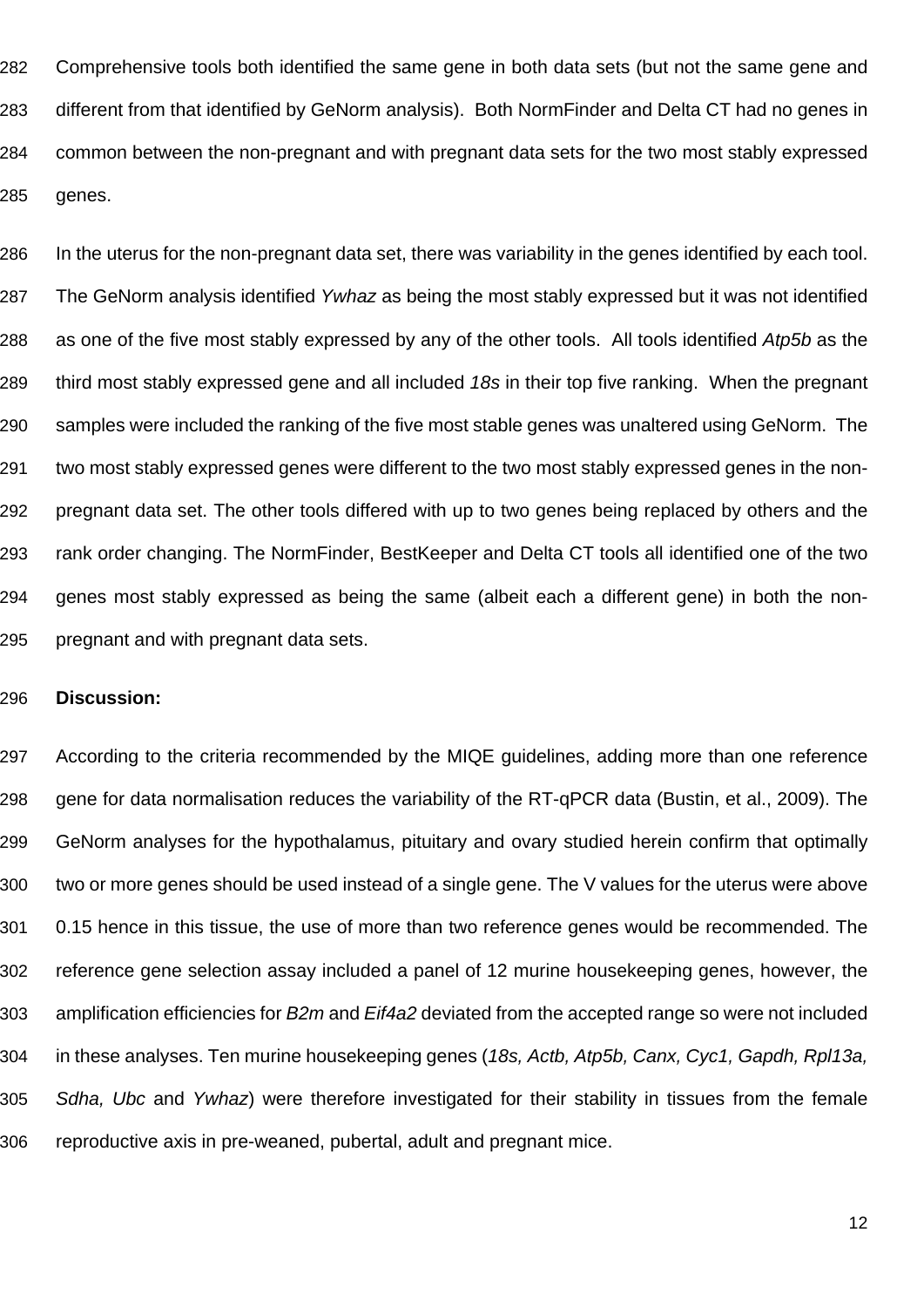Comprehensive tools both identified the same gene in both data sets (but not the same gene and different from that identified by GeNorm analysis). Both NormFinder and Delta CT had no genes in common between the non-pregnant and with pregnant data sets for the two most stably expressed genes.

In the uterus for the non-pregnant data set, there was variability in the genes identified by each tool. The GeNorm analysis identified *Ywhaz* as being the most stably expressed but it was not identified as one of the five most stably expressed by any of the other tools. All tools identified *Atp5b* as the third most stably expressed gene and all included *18s* in their top five ranking. When the pregnant samples were included the ranking of the five most stable genes was unaltered using GeNorm. The two most stably expressed genes were different to the two most stably expressed genes in the non-pregnant data set. The other tools differed with up to two genes being replaced by others and the rank order changing. The NormFinder, BestKeeper and Delta CT tools all identified one of the two genes most stably expressed as being the same (albeit each a different gene) in both the non-pregnant and with pregnant data sets.

**Discussion:**

According to the criteria recommended by the MIQE guidelines, adding more than one reference gene for data normalisation reduces the variability of the RT-qPCR data (Bustin, et al., 2009). The GeNorm analyses for the hypothalamus, pituitary and ovary studied herein confirm that optimally two or more genes should be used instead of a single gene. The V values for the uterus were above 0.15 hence in this tissue, the use of more than two reference genes would be recommended. The reference gene selection assay included a panel of 12 murine housekeeping genes, however, the amplification efficiencies for *B2m* and *Eif4a2* deviated from the accepted range so were not included in these analyses. Ten murine housekeeping genes (*18s, Actb, Atp5b, Canx, Cyc1, Gapdh, Rpl13a, Sdha, Ubc* and *Ywhaz*) were therefore investigated for their stability in tissues from the female reproductive axis in pre-weaned, pubertal, adult and pregnant mice.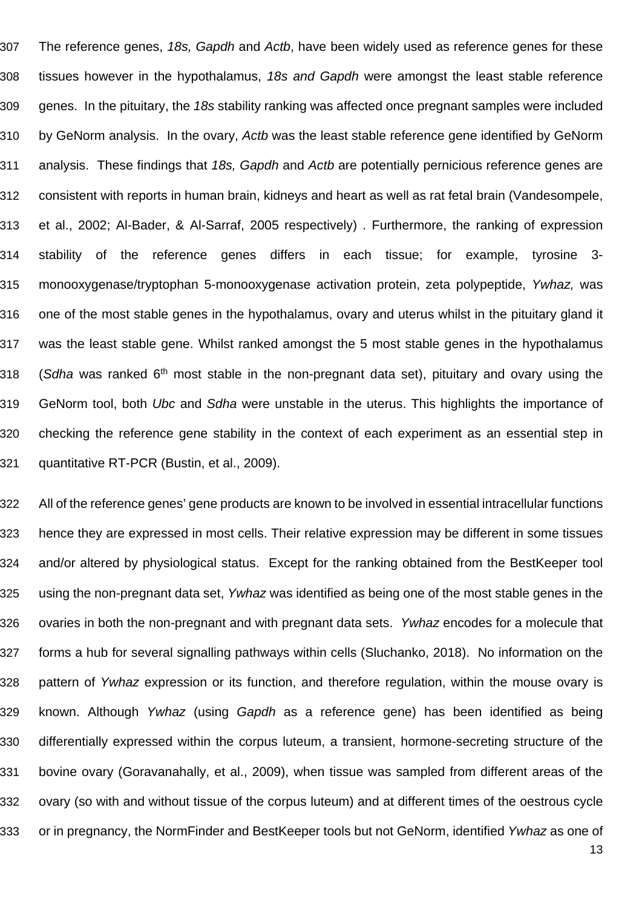The reference genes, *18s, Gapdh* and *Actb*, have been widely used as reference genes for these tissues however in the hypothalamus, *18s and Gapdh* were amongst the least stable reference genes. In the pituitary, the *18s* stability ranking was affected once pregnant samples were included by GeNorm analysis. In the ovary, *Actb* was the least stable reference gene identified by GeNorm analysis. These findings that *18s, Gapdh* and *Actb* are potentially pernicious reference genes are consistent with reports in human brain, kidneys and heart as well as rat fetal brain (Vandesompele, et al., 2002; Al-Bader, & Al-Sarraf, 2005 respectively) . Furthermore, the ranking of expression stability of the reference genes differs in each tissue; for example, tyrosine 3-monooxygenase/tryptophan 5-monooxygenase activation protein, zeta polypeptide, *Ywhaz,* was one of the most stable genes in the hypothalamus, ovary and uterus whilst in the pituitary gland it was the least stable gene. Whilst ranked amongst the 5 most stable genes in the hypothalamus (*Sdha* was ranked 6$^{th}$ most stable in the non-pregnant data set), pituitary and ovary using the GeNorm tool, both *Ubc* and *Sdha* were unstable in the uterus. This highlights the importance of checking the reference gene stability in the context of each experiment as an essential step in quantitative RT-PCR (Bustin, et al., 2009).

All of the reference genes' gene products are known to be involved in essential intracellular functions hence they are expressed in most cells. Their relative expression may be different in some tissues and/or altered by physiological status. Except for the ranking obtained from the BestKeeper tool using the non-pregnant data set, *Ywhaz* was identified as being one of the most stable genes in the ovaries in both the non-pregnant and with pregnant data sets. *Ywhaz* encodes for a molecule that forms a hub for several signalling pathways within cells (Sluchanko, 2018). No information on the pattern of *Ywhaz* expression or its function, and therefore regulation, within the mouse ovary is known. Although *Ywhaz* (using *Gapdh* as a reference gene) has been identified as being differentially expressed within the corpus luteum, a transient, hormone-secreting structure of the bovine ovary (Goravanahally, et al., 2009), when tissue was sampled from different areas of the ovary (so with and without tissue of the corpus luteum) and at different times of the oestrous cycle or in pregnancy, the NormFinder and BestKeeper tools but not GeNorm, identified *Ywhaz* as one of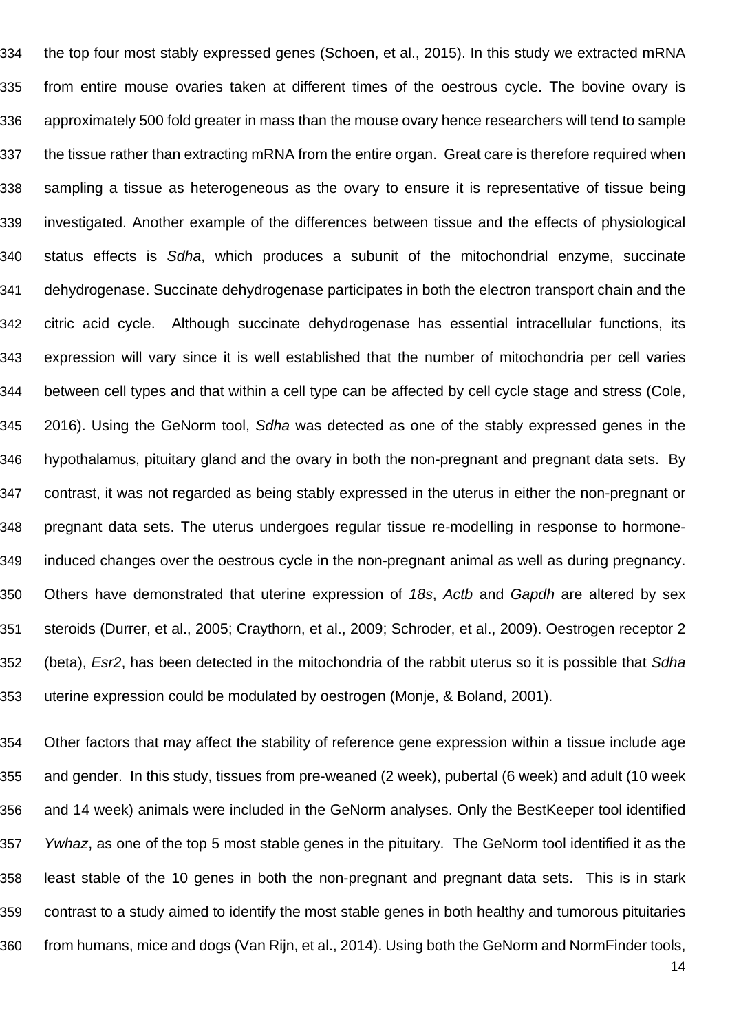the top four most stably expressed genes (Schoen, et al., 2015). In this study we extracted mRNA from entire mouse ovaries taken at different times of the oestrous cycle. The bovine ovary is approximately 500 fold greater in mass than the mouse ovary hence researchers will tend to sample the tissue rather than extracting mRNA from the entire organ. Great care is therefore required when sampling a tissue as heterogeneous as the ovary to ensure it is representative of tissue being investigated. Another example of the differences between tissue and the effects of physiological status effects is *Sdha*, which produces a subunit of the mitochondrial enzyme, succinate dehydrogenase. Succinate dehydrogenase participates in both the electron transport chain and the citric acid cycle. Although succinate dehydrogenase has essential intracellular functions, its expression will vary since it is well established that the number of mitochondria per cell varies between cell types and that within a cell type can be affected by cell cycle stage and stress (Cole, 2016). Using the GeNorm tool, *Sdha* was detected as one of the stably expressed genes in the hypothalamus, pituitary gland and the ovary in both the non-pregnant and pregnant data sets. By contrast, it was not regarded as being stably expressed in the uterus in either the non-pregnant or pregnant data sets. The uterus undergoes regular tissue re-modelling in response to hormone-induced changes over the oestrous cycle in the non-pregnant animal as well as during pregnancy. Others have demonstrated that uterine expression of *18s*, *Actb* and *Gapdh* are altered by sex steroids (Durrer, et al., 2005; Craythorn, et al., 2009; Schroder, et al., 2009). Oestrogen receptor 2 (beta), *Esr2*, has been detected in the mitochondria of the rabbit uterus so it is possible that *Sdha* uterine expression could be modulated by oestrogen (Monje, & Boland, 2001).

Other factors that may affect the stability of reference gene expression within a tissue include age and gender. In this study, tissues from pre-weaned (2 week), pubertal (6 week) and adult (10 week and 14 week) animals were included in the GeNorm analyses. Only the BestKeeper tool identified *Ywhaz*, as one of the top 5 most stable genes in the pituitary. The GeNorm tool identified it as the least stable of the 10 genes in both the non-pregnant and pregnant data sets. This is in stark contrast to a study aimed to identify the most stable genes in both healthy and tumorous pituitaries from humans, mice and dogs (Van Rijn, et al., 2014). Using both the GeNorm and NormFinder tools,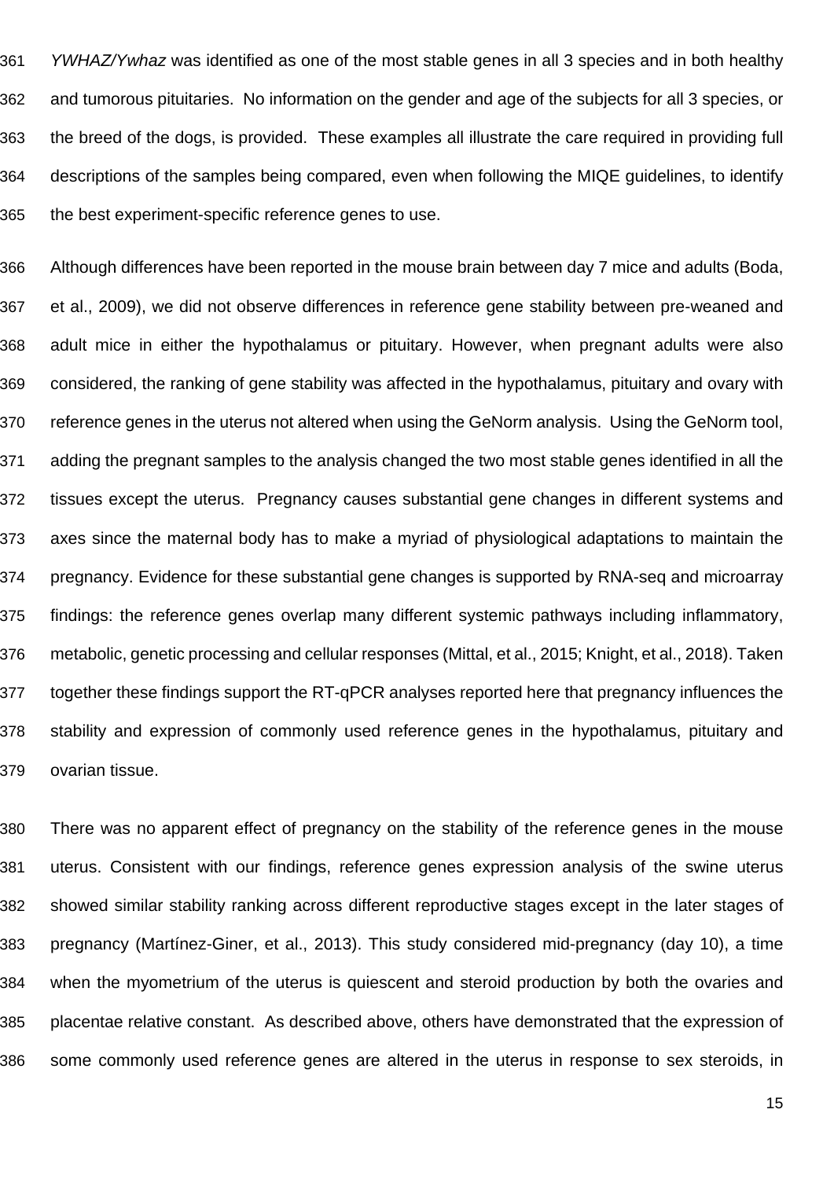*YWHAZ/Ywhaz* was identified as one of the most stable genes in all 3 species and in both healthy and tumorous pituitaries. No information on the gender and age of the subjects for all 3 species, or the breed of the dogs, is provided. These examples all illustrate the care required in providing full descriptions of the samples being compared, even when following the MIQE guidelines, to identify the best experiment-specific reference genes to use.

Although differences have been reported in the mouse brain between day 7 mice and adults (Boda, et al., 2009), we did not observe differences in reference gene stability between pre-weaned and adult mice in either the hypothalamus or pituitary. However, when pregnant adults were also considered, the ranking of gene stability was affected in the hypothalamus, pituitary and ovary with reference genes in the uterus not altered when using the GeNorm analysis. Using the GeNorm tool, adding the pregnant samples to the analysis changed the two most stable genes identified in all the tissues except the uterus. Pregnancy causes substantial gene changes in different systems and axes since the maternal body has to make a myriad of physiological adaptations to maintain the pregnancy. Evidence for these substantial gene changes is supported by RNA-seq and microarray findings: the reference genes overlap many different systemic pathways including inflammatory, metabolic, genetic processing and cellular responses (Mittal, et al., 2015; Knight, et al., 2018). Taken together these findings support the RT-qPCR analyses reported here that pregnancy influences the stability and expression of commonly used reference genes in the hypothalamus, pituitary and ovarian tissue.

There was no apparent effect of pregnancy on the stability of the reference genes in the mouse uterus. Consistent with our findings, reference genes expression analysis of the swine uterus showed similar stability ranking across different reproductive stages except in the later stages of pregnancy (Martínez-Giner, et al., 2013). This study considered mid-pregnancy (day 10), a time when the myometrium of the uterus is quiescent and steroid production by both the ovaries and placentae relative constant. As described above, others have demonstrated that the expression of some commonly used reference genes are altered in the uterus in response to sex steroids, in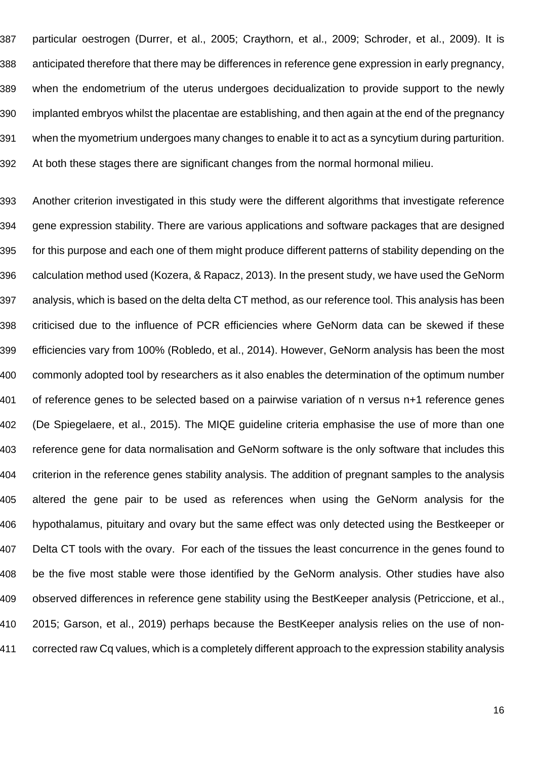particular oestrogen (Durrer, et al., 2005; Craythorn, et al., 2009; Schroder, et al., 2009). It is anticipated therefore that there may be differences in reference gene expression in early pregnancy, when the endometrium of the uterus undergoes decidualization to provide support to the newly implanted embryos whilst the placentae are establishing, and then again at the end of the pregnancy when the myometrium undergoes many changes to enable it to act as a syncytium during parturition. At both these stages there are significant changes from the normal hormonal milieu.

Another criterion investigated in this study were the different algorithms that investigate reference gene expression stability. There are various applications and software packages that are designed for this purpose and each one of them might produce different patterns of stability depending on the calculation method used (Kozera, & Rapacz, 2013). In the present study, we have used the GeNorm analysis, which is based on the delta delta CT method, as our reference tool. This analysis has been criticised due to the influence of PCR efficiencies where GeNorm data can be skewed if these efficiencies vary from 100% (Robledo, et al., 2014). However, GeNorm analysis has been the most commonly adopted tool by researchers as it also enables the determination of the optimum number of reference genes to be selected based on a pairwise variation of n versus n+1 reference genes (De Spiegelaere, et al., 2015). The MIQE guideline criteria emphasise the use of more than one reference gene for data normalisation and GeNorm software is the only software that includes this criterion in the reference genes stability analysis. The addition of pregnant samples to the analysis altered the gene pair to be used as references when using the GeNorm analysis for the hypothalamus, pituitary and ovary but the same effect was only detected using the Bestkeeper or Delta CT tools with the ovary. For each of the tissues the least concurrence in the genes found to be the five most stable were those identified by the GeNorm analysis. Other studies have also observed differences in reference gene stability using the BestKeeper analysis (Petriccione, et al., 2015; Garson, et al., 2019) perhaps because the BestKeeper analysis relies on the use of non-corrected raw Cq values, which is a completely different approach to the expression stability analysis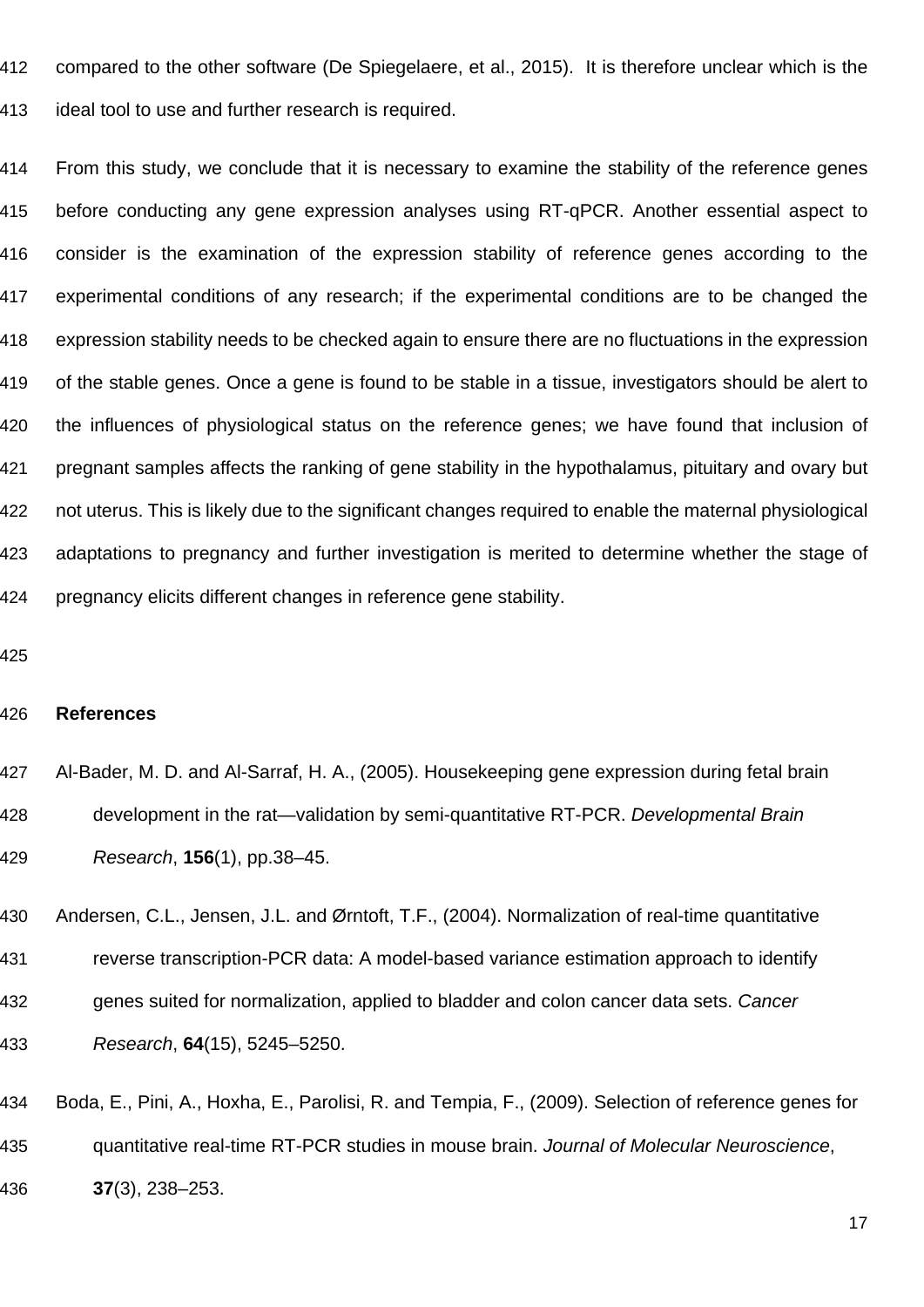compared to the other software (De Spiegelaere, et al., 2015). It is therefore unclear which is the ideal tool to use and further research is required.

From this study, we conclude that it is necessary to examine the stability of the reference genes before conducting any gene expression analyses using RT-qPCR. Another essential aspect to consider is the examination of the expression stability of reference genes according to the experimental conditions of any research; if the experimental conditions are to be changed the expression stability needs to be checked again to ensure there are no fluctuations in the expression of the stable genes. Once a gene is found to be stable in a tissue, investigators should be alert to the influences of physiological status on the reference genes; we have found that inclusion of pregnant samples affects the ranking of gene stability in the hypothalamus, pituitary and ovary but not uterus. This is likely due to the significant changes required to enable the maternal physiological adaptations to pregnancy and further investigation is merited to determine whether the stage of pregnancy elicits different changes in reference gene stability.

## References

Al-Bader, M. D. and Al-Sarraf, H. A., (2005). Housekeeping gene expression during fetal brain development in the rat—validation by semi-quantitative RT-PCR. *Developmental Brain Research*, **156**(1), pp.38–45.

Andersen, C.L., Jensen, J.L. and Ørntoft, T.F., (2004). Normalization of real-time quantitative reverse transcription-PCR data: A model-based variance estimation approach to identify genes suited for normalization, applied to bladder and colon cancer data sets. *Cancer Research*, **64**(15), 5245–5250.

Boda, E., Pini, A., Hoxha, E., Parolisi, R. and Tempia, F., (2009). Selection of reference genes for quantitative real-time RT-PCR studies in mouse brain. *Journal of Molecular Neuroscience*, **37**(3), 238–253.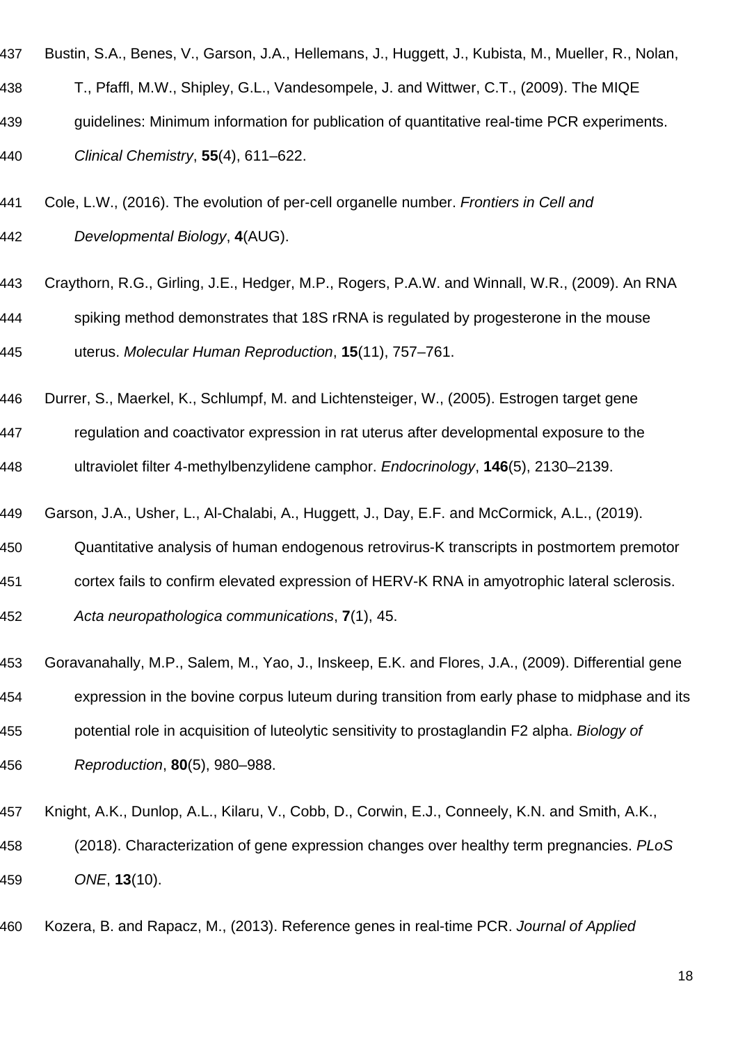Bustin, S.A., Benes, V., Garson, J.A., Hellemans, J., Huggett, J., Kubista, M., Mueller, R., Nolan, T., Pfaffl, M.W., Shipley, G.L., Vandesompele, J. and Wittwer, C.T., (2009). The MIQE guidelines: Minimum information for publication of quantitative real-time PCR experiments. *Clinical Chemistry*, **55**(4), 611–622.

Cole, L.W., (2016). The evolution of per-cell organelle number. *Frontiers in Cell and Developmental Biology*, **4**(AUG).

Craythorn, R.G., Girling, J.E., Hedger, M.P., Rogers, P.A.W. and Winnall, W.R., (2009). An RNA spiking method demonstrates that 18S rRNA is regulated by progesterone in the mouse uterus. *Molecular Human Reproduction*, **15**(11), 757–761.

Durrer, S., Maerkel, K., Schlumpf, M. and Lichtensteiger, W., (2005). Estrogen target gene regulation and coactivator expression in rat uterus after developmental exposure to the ultraviolet filter 4-methylbenzylidene camphor. *Endocrinology*, **146**(5), 2130–2139.

Garson, J.A., Usher, L., Al-Chalabi, A., Huggett, J., Day, E.F. and McCormick, A.L., (2019). Quantitative analysis of human endogenous retrovirus-K transcripts in postmortem premotor cortex fails to confirm elevated expression of HERV-K RNA in amyotrophic lateral sclerosis. *Acta neuropathologica communications*, **7**(1), 45.

Goravanahally, M.P., Salem, M., Yao, J., Inskeep, E.K. and Flores, J.A., (2009). Differential gene expression in the bovine corpus luteum during transition from early phase to midphase and its potential role in acquisition of luteolytic sensitivity to prostaglandin F2 alpha. *Biology of Reproduction*, **80**(5), 980–988.

Knight, A.K., Dunlop, A.L., Kilaru, V., Cobb, D., Corwin, E.J., Conneely, K.N. and Smith, A.K., (2018). Characterization of gene expression changes over healthy term pregnancies. *PLoS ONE*, **13**(10).

Kozera, B. and Rapacz, M., (2013). Reference genes in real-time PCR. *Journal of Applied*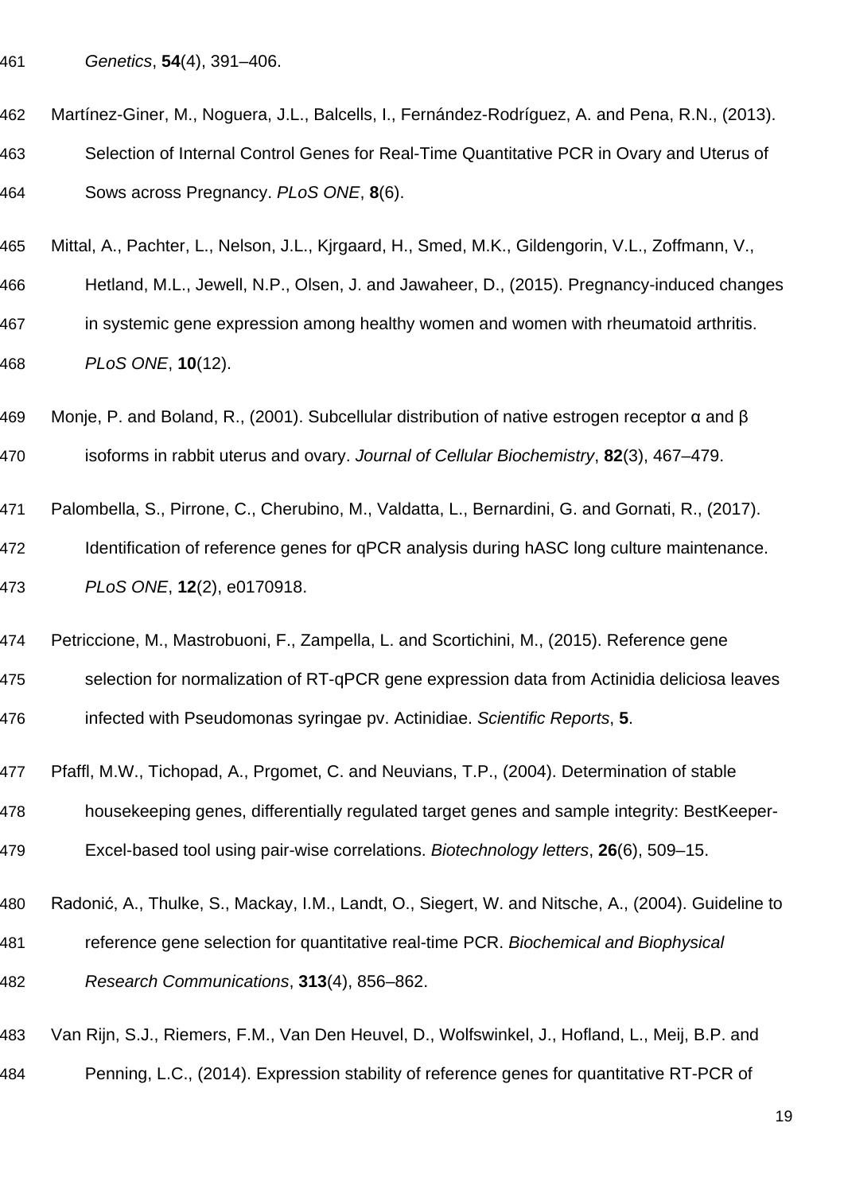*Genetics*, **54**(4), 391–406.

Martínez-Giner, M., Noguera, J.L., Balcells, I., Fernández-Rodríguez, A. and Pena, R.N., (2013). Selection of Internal Control Genes for Real-Time Quantitative PCR in Ovary and Uterus of Sows across Pregnancy. *PLoS ONE*, **8**(6).

Mittal, A., Pachter, L., Nelson, J.L., Kjrgaard, H., Smed, M.K., Gildengorin, V.L., Zoffmann, V., Hetland, M.L., Jewell, N.P., Olsen, J. and Jawaheer, D., (2015). Pregnancy-induced changes in systemic gene expression among healthy women and women with rheumatoid arthritis. *PLoS ONE*, **10**(12).

Monje, P. and Boland, R., (2001). Subcellular distribution of native estrogen receptor α and β isoforms in rabbit uterus and ovary. *Journal of Cellular Biochemistry*, **82**(3), 467–479.

Palombella, S., Pirrone, C., Cherubino, M., Valdatta, L., Bernardini, G. and Gornati, R., (2017). Identification of reference genes for qPCR analysis during hASC long culture maintenance. *PLoS ONE*, **12**(2), e0170918.

Petriccione, M., Mastrobuoni, F., Zampella, L. and Scortichini, M., (2015). Reference gene selection for normalization of RT-qPCR gene expression data from Actinidia deliciosa leaves infected with Pseudomonas syringae pv. Actinidiae. *Scientific Reports*, **5**.

Pfaffl, M.W., Tichopad, A., Prgomet, C. and Neuvians, T.P., (2004). Determination of stable housekeeping genes, differentially regulated target genes and sample integrity: BestKeeper-Excel-based tool using pair-wise correlations. *Biotechnology letters*, **26**(6), 509–15.

Radonić, A., Thulke, S., Mackay, I.M., Landt, O., Siegert, W. and Nitsche, A., (2004). Guideline to reference gene selection for quantitative real-time PCR. *Biochemical and Biophysical Research Communications*, **313**(4), 856–862.

Van Rijn, S.J., Riemers, F.M., Van Den Heuvel, D., Wolfswinkel, J., Hofland, L., Meij, B.P. and Penning, L.C., (2014). Expression stability of reference genes for quantitative RT-PCR of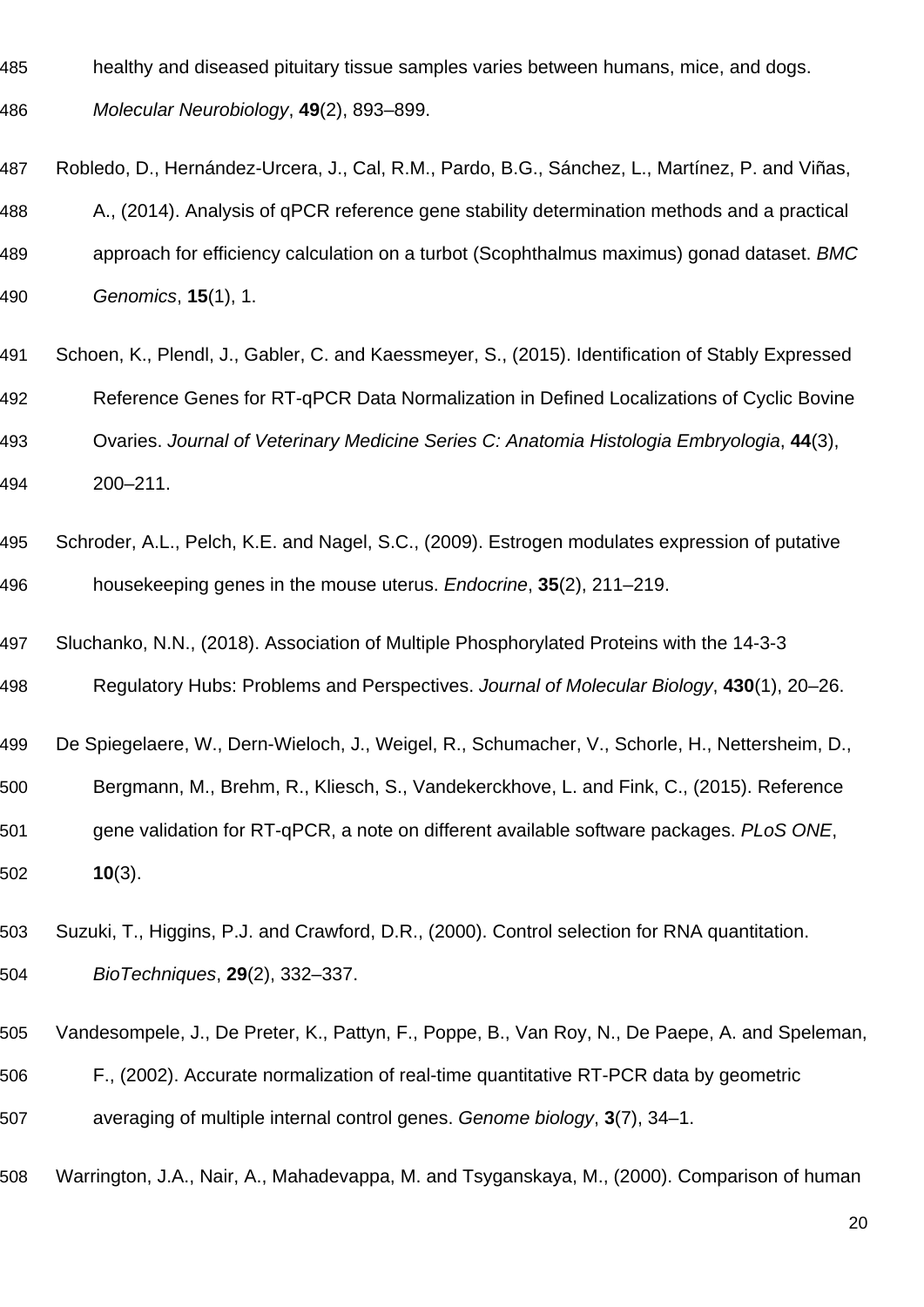healthy and diseased pituitary tissue samples varies between humans, mice, and dogs. *Molecular Neurobiology*, **49**(2), 893–899.

Robledo, D., Hernández-Urcera, J., Cal, R.M., Pardo, B.G., Sánchez, L., Martínez, P. and Viñas, A., (2014). Analysis of qPCR reference gene stability determination methods and a practical approach for efficiency calculation on a turbot (Scophthalmus maximus) gonad dataset. *BMC Genomics*, **15**(1), 1.

Schoen, K., Plendl, J., Gabler, C. and Kaessmeyer, S., (2015). Identification of Stably Expressed Reference Genes for RT-qPCR Data Normalization in Defined Localizations of Cyclic Bovine Ovaries. *Journal of Veterinary Medicine Series C: Anatomia Histologia Embryologia*, **44**(3), 200–211.

Schroder, A.L., Pelch, K.E. and Nagel, S.C., (2009). Estrogen modulates expression of putative housekeeping genes in the mouse uterus. *Endocrine*, **35**(2), 211–219.

Sluchanko, N.N., (2018). Association of Multiple Phosphorylated Proteins with the 14-3-3 Regulatory Hubs: Problems and Perspectives. *Journal of Molecular Biology*, **430**(1), 20–26.

De Spiegelaere, W., Dern-Wieloch, J., Weigel, R., Schumacher, V., Schorle, H., Nettersheim, D., Bergmann, M., Brehm, R., Kliesch, S., Vandekerckhove, L. and Fink, C., (2015). Reference gene validation for RT-qPCR, a note on different available software packages. *PLoS ONE*, **10**(3).

Suzuki, T., Higgins, P.J. and Crawford, D.R., (2000). Control selection for RNA quantitation. *BioTechniques*, **29**(2), 332–337.

Vandesompele, J., De Preter, K., Pattyn, F., Poppe, B., Van Roy, N., De Paepe, A. and Speleman, F., (2002). Accurate normalization of real-time quantitative RT-PCR data by geometric averaging of multiple internal control genes. *Genome biology*, **3**(7), 34–1.

Warrington, J.A., Nair, A., Mahadevappa, M. and Tsyganskaya, M., (2000). Comparison of human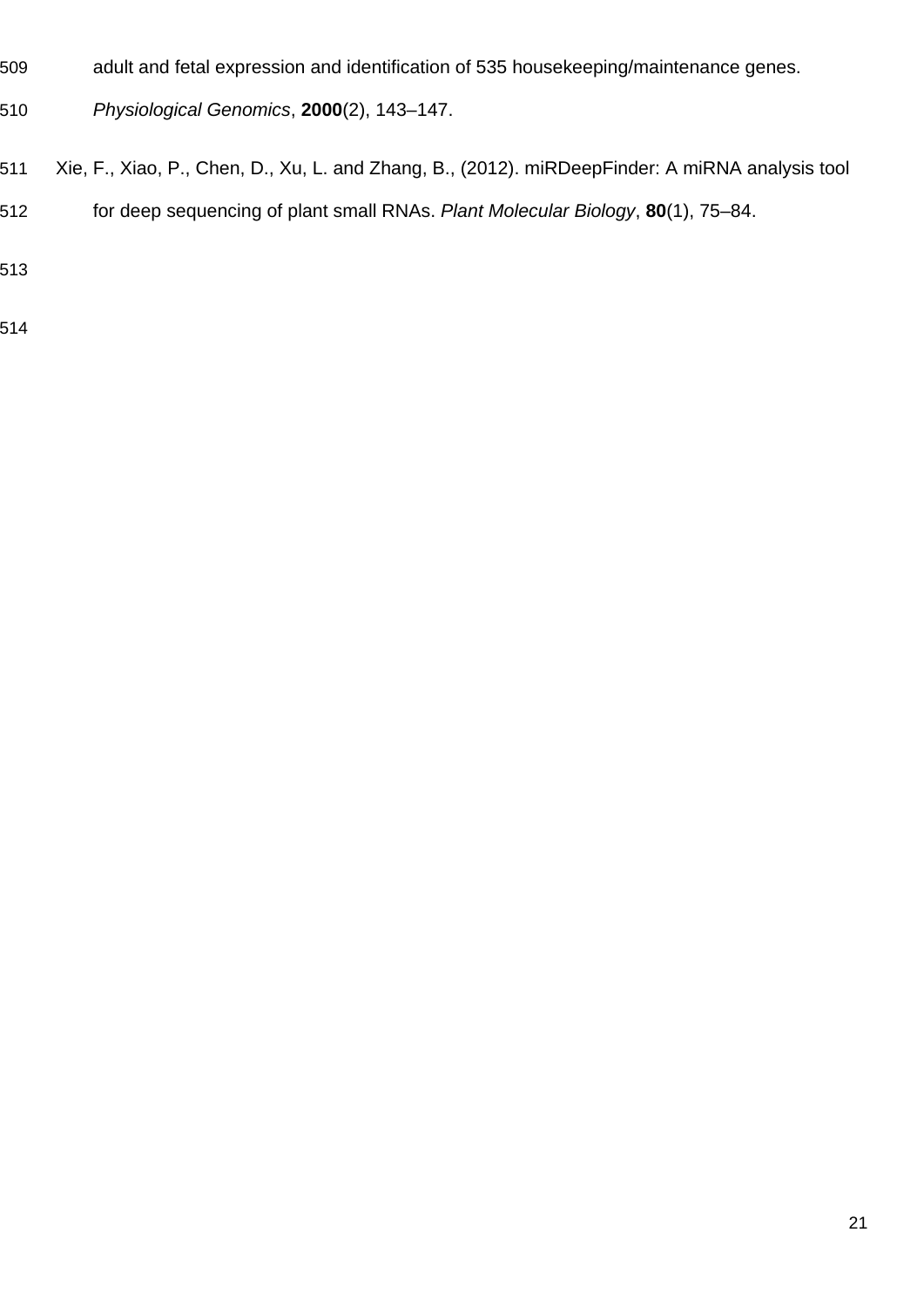adult and fetal expression and identification of 535 housekeeping/maintenance genes. *Physiological Genomics*, **2000**(2), 143–147.

Xie, F., Xiao, P., Chen, D., Xu, L. and Zhang, B., (2012). miRDeepFinder: A miRNA analysis tool for deep sequencing of plant small RNAs. *Plant Molecular Biology*, **80**(1), 75–84.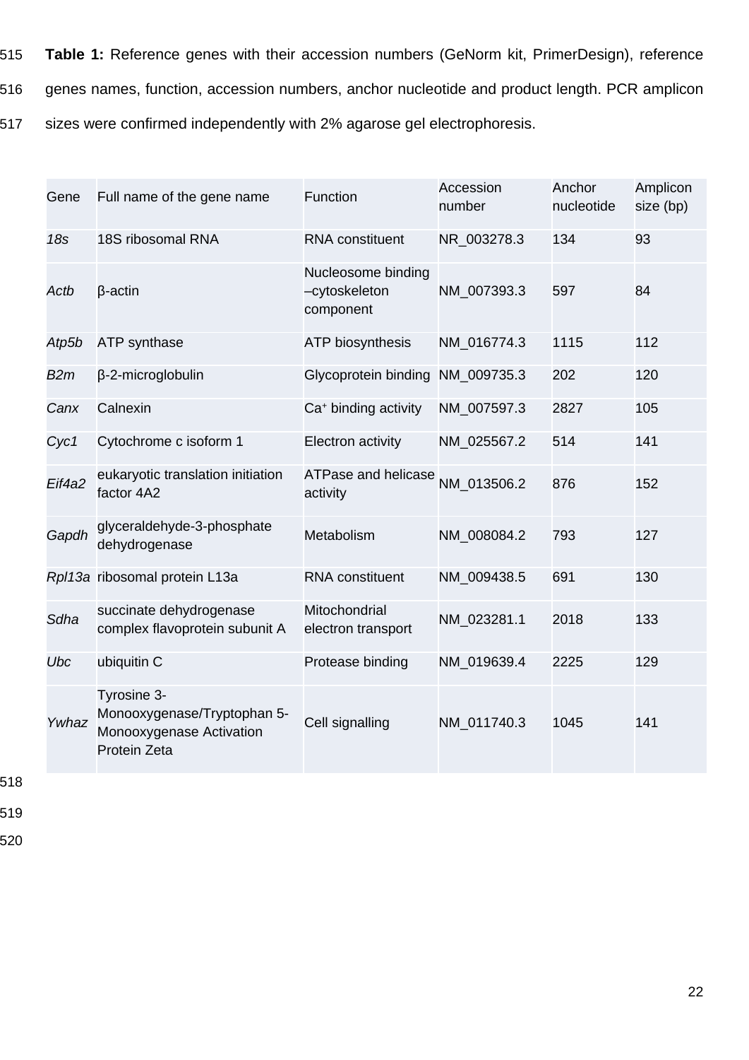**Table 1:** Reference genes with their accession numbers (GeNorm kit, PrimerDesign), reference genes names, function, accession numbers, anchor nucleotide and product length. PCR amplicon sizes were confirmed independently with 2% agarose gel electrophoresis.

| Gene | Full name of the gene name | Function | Accession number | Anchor nucleotide | Amplicon size (bp) |
|---|---|---|---|---|---|
| *18s* | 18S ribosomal RNA | RNA constituent | NR_003278.3 | 134 | 93 |
| *Actb* | β-actin | Nucleosome binding –cytoskeleton component | NM_007393.3 | 597 | 84 |
| *Atp5b* | ATP synthase | ATP biosynthesis | NM_016774.3 | 1115 | 112 |
| *B2m* | β-2-microglobulin | Glycoprotein binding | NM_009735.3 | 202 | 120 |
| *Canx* | Calnexin | $Ca^{+}$ binding activity | NM_007597.3 | 2827 | 105 |
| *Cyc1* | Cytochrome c isoform 1 | Electron activity | NM_025567.2 | 514 | 141 |
| *Eif4a2* | eukaryotic translation initiation factor 4A2 | ATPase and helicase activity | NM_013506.2 | 876 | 152 |
| *Gapdh* | glyceraldehyde-3-phosphate dehydrogenase | Metabolism | NM_008084.2 | 793 | 127 |
| *Rpl13a* | ribosomal protein L13a | RNA constituent | NM_009438.5 | 691 | 130 |
| *Sdha* | succinate dehydrogenase complex flavoprotein subunit A | Mitochondrial electron transport | NM_023281.1 | 2018 | 133 |
| *Ubc* | ubiquitin C | Protease binding | NM_019639.4 | 2225 | 129 |
| *Ywhaz* | Tyrosine 3-Monooxygenase/Tryptophan 5-Monooxygenase Activation Protein Zeta | Cell signalling | NM_011740.3 | 1045 | 141 |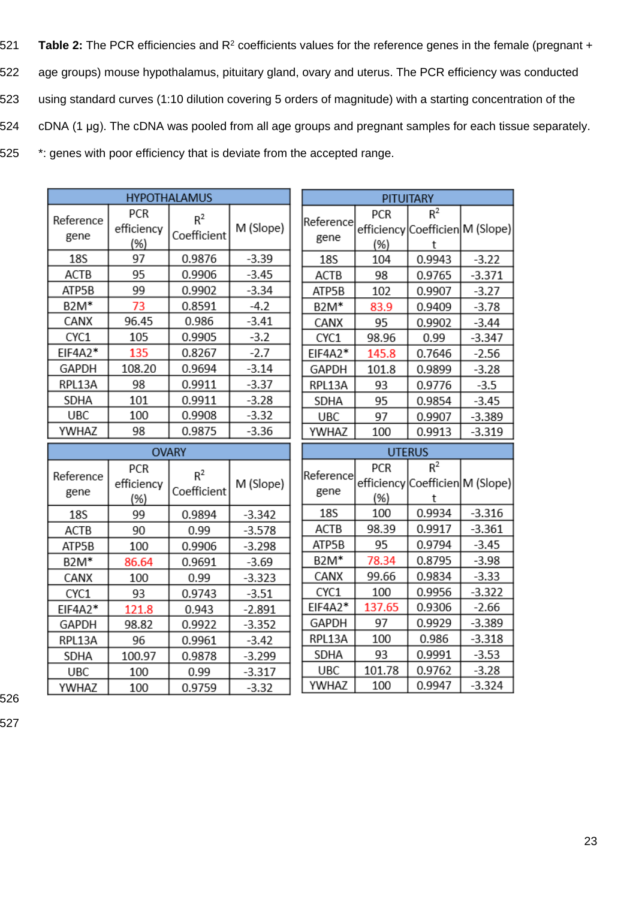**Table 2:** The PCR efficiencies and $R^2$ coefficients values for the reference genes in the female (pregnant + age groups) mouse hypothalamus, pituitary gland, ovary and uterus. The PCR efficiency was conducted using standard curves (1:10 dilution covering 5 orders of magnitude) with a starting concentration of the cDNA (1 µg). The cDNA was pooled from all age groups and pregnant samples for each tissue separately. *: genes with poor efficiency that is deviate from the accepted range.

| HYPOTHALAMUS | | | |
|---|---|---|---|
| Reference gene | PCR efficiency (%) | $R^2$ Coefficient | M (Slope) |
| 18S | 97 | 0.9876 | -3.39 |
| ACTB | 95 | 0.9906 | -3.45 |
| ATP5B | 99 | 0.9902 | -3.34 |
| B2M* | 73 | 0.8591 | -4.2 |
| CANX | 96.45 | 0.986 | -3.41 |
| CYC1 | 105 | 0.9905 | -3.2 |
| EIF4A2* | 135 | 0.8267 | -2.7 |
| GAPDH | 108.20 | 0.9694 | -3.14 |
| RPL13A | 98 | 0.9911 | -3.37 |
| SDHA | 101 | 0.9911 | -3.28 |
| UBC | 100 | 0.9908 | -3.32 |
| YWHAZ | 98 | 0.9875 | -3.36 |

| PITUITARY | | | |
|---|---|---|---|
| Reference gene | PCR efficiency (%) | $R^2$ Coefficient | M (Slope) |
| 18S | 104 | 0.9943 | -3.22 |
| ACTB | 98 | 0.9765 | -3.371 |
| ATP5B | 102 | 0.9907 | -3.27 |
| B2M* | 83.9 | 0.9409 | -3.78 |
| CANX | 95 | 0.9902 | -3.44 |
| CYC1 | 98.96 | 0.99 | -3.347 |
| EIF4A2* | 145.8 | 0.7646 | -2.56 |
| GAPDH | 101.8 | 0.9899 | -3.28 |
| RPL13A | 93 | 0.9776 | -3.5 |
| SDHA | 95 | 0.9854 | -3.45 |
| UBC | 97 | 0.9907 | -3.389 |
| YWHAZ | 100 | 0.9913 | -3.319 |

| OVARY | | | |
|---|---|---|---|
| Reference gene | PCR efficiency (%) | $R^2$ Coefficient | M (Slope) |
| 18S | 99 | 0.9894 | -3.342 |
| ACTB | 90 | 0.99 | -3.578 |
| ATP5B | 100 | 0.9906 | -3.298 |
| B2M* | 86.64 | 0.9691 | -3.69 |
| CANX | 100 | 0.99 | -3.323 |
| CYC1 | 93 | 0.9743 | -3.51 |
| EIF4A2* | 121.8 | 0.943 | -2.891 |
| GAPDH | 98.82 | 0.9922 | -3.352 |
| RPL13A | 96 | 0.9961 | -3.42 |
| SDHA | 100.97 | 0.9878 | -3.299 |
| UBC | 100 | 0.99 | -3.317 |
| YWHAZ | 100 | 0.9759 | -3.32 |

| UTERUS | | | |
|---|---|---|---|
| Reference gene | PCR efficiency (%) | $R^2$ Coefficient | M (Slope) |
| 18S | 100 | 0.9934 | -3.316 |
| ACTB | 98.39 | 0.9917 | -3.361 |
| ATP5B | 95 | 0.9794 | -3.45 |
| B2M* | 78.34 | 0.8795 | -3.98 |
| CANX | 99.66 | 0.9834 | -3.33 |
| CYC1 | 100 | 0.9956 | -3.322 |
| EIF4A2* | 137.65 | 0.9306 | -2.66 |
| GAPDH | 97 | 0.9929 | -3.389 |
| RPL13A | 100 | 0.986 | -3.318 |
| SDHA | 93 | 0.9991 | -3.53 |
| UBC | 101.78 | 0.9762 | -3.28 |
| YWHAZ | 100 | 0.9947 | -3.324 |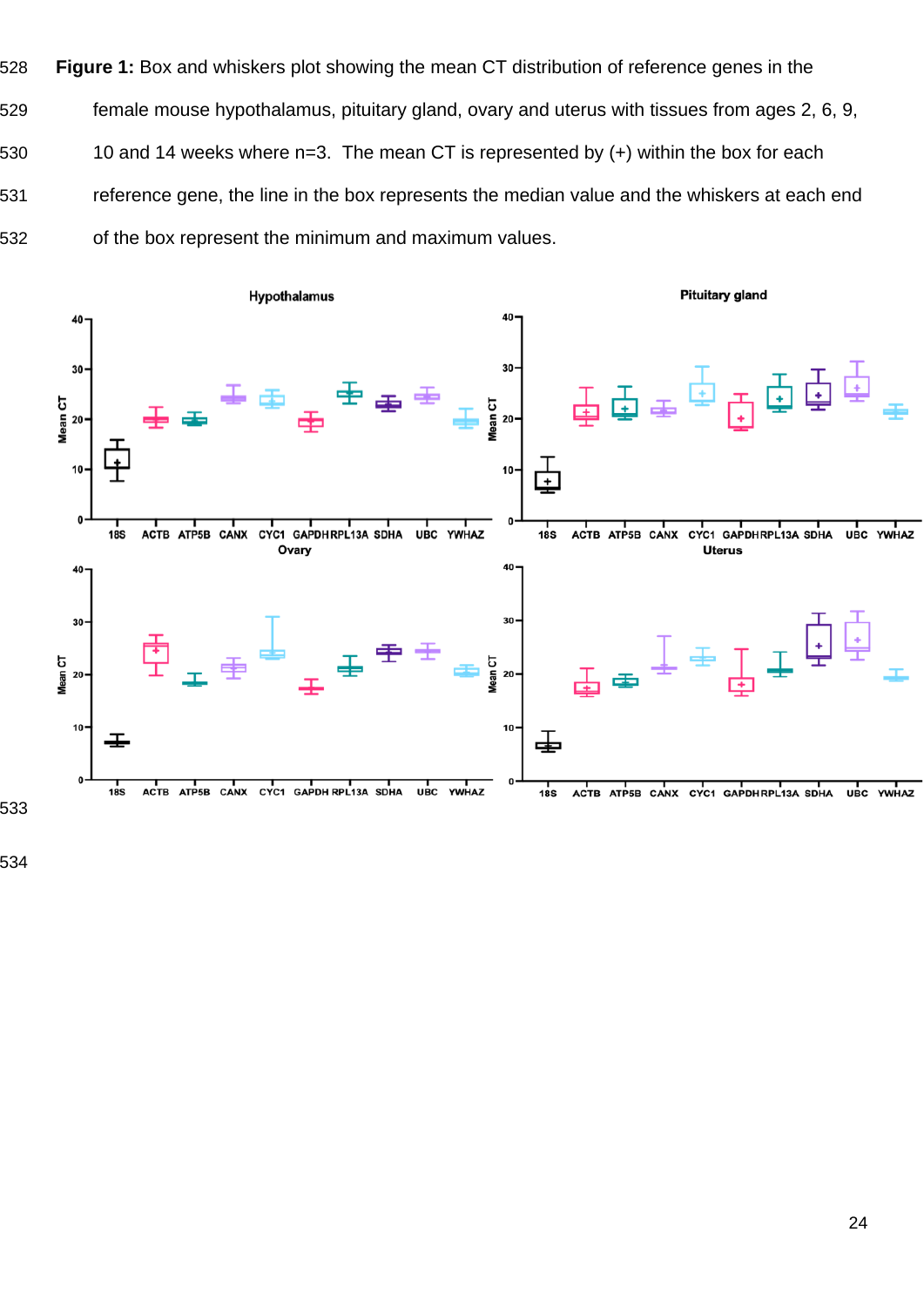**Figure 1:** Box and whiskers plot showing the mean CT distribution of reference genes in the female mouse hypothalamus, pituitary gland, ovary and uterus with tissues from ages 2, 6, 9, 10 and 14 weeks where n=3. The mean CT is represented by (+) within the box for each reference gene, the line in the box represents the median value and the whiskers at each end of the box represent the minimum and maximum values.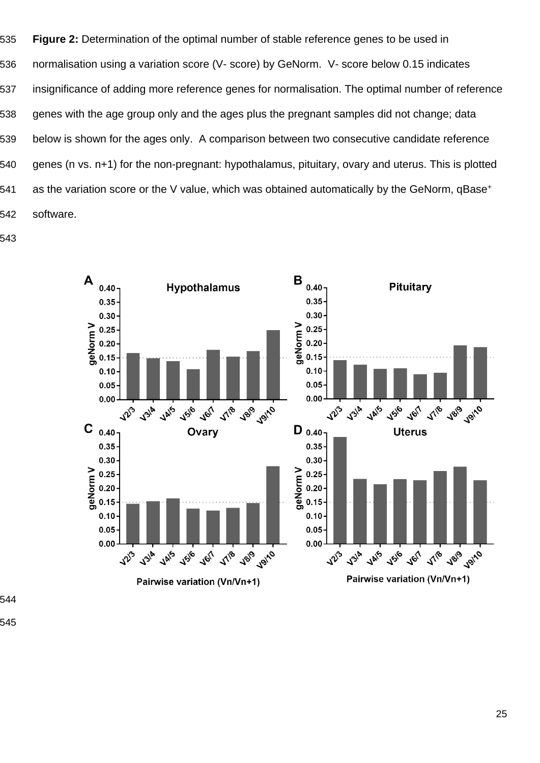**Figure 2:** Determination of the optimal number of stable reference genes to be used in normalisation using a variation score (V- score) by GeNorm. V- score below 0.15 indicates insignificance of adding more reference genes for normalisation. The optimal number of reference genes with the age group only and the ages plus the pregnant samples did not change; data below is shown for the ages only. A comparison between two consecutive candidate reference genes (n vs. n+1) for the non-pregnant: hypothalamus, pituitary, ovary and uterus. This is plotted as the variation score or the V value, which was obtained automatically by the GeNorm, qBase$^{+}$ software.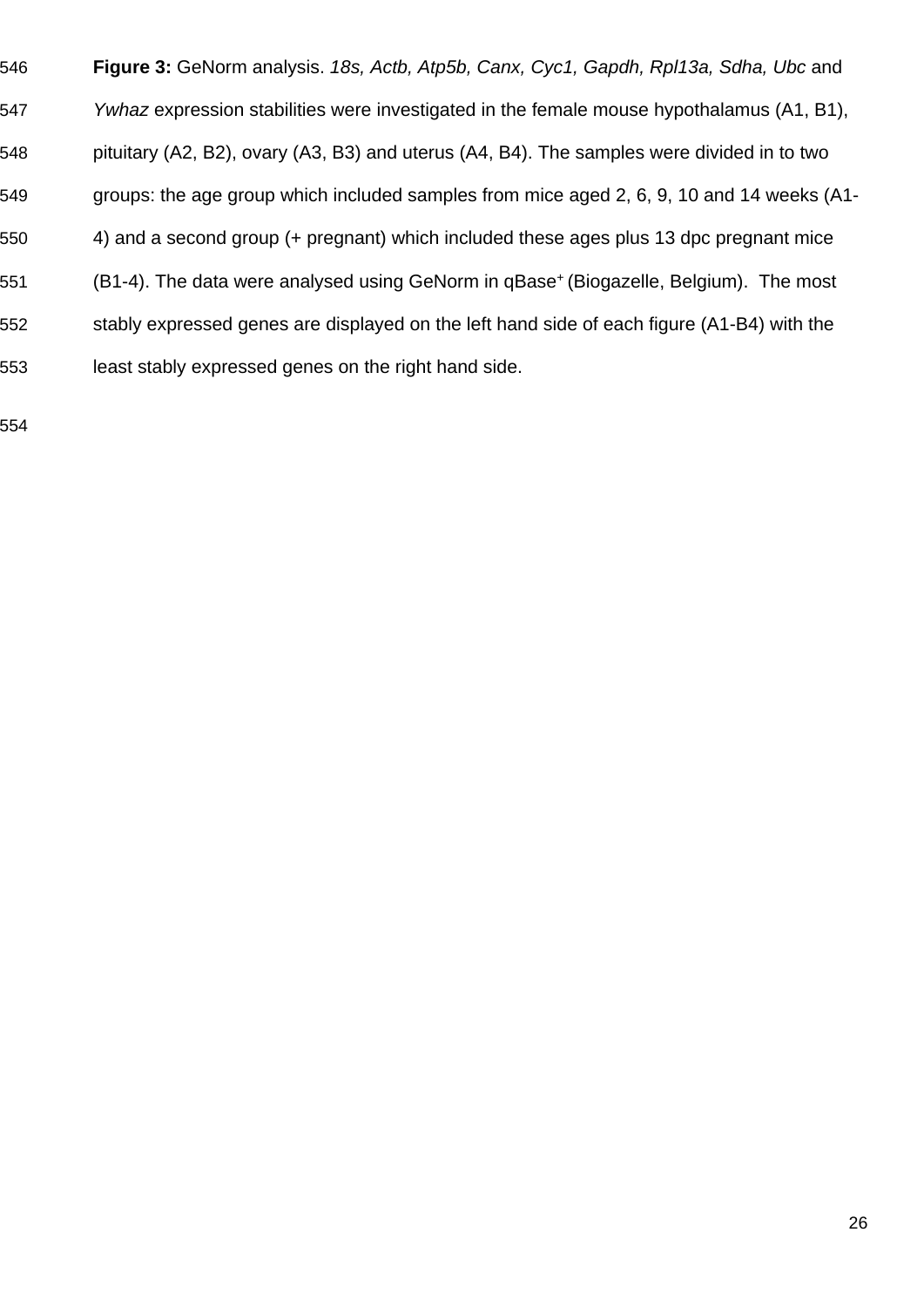**Figure 3:** GeNorm analysis. *18s, Actb, Atp5b, Canx, Cyc1, Gapdh, Rpl13a, Sdha, Ubc* and *Ywhaz* expression stabilities were investigated in the female mouse hypothalamus (A1, B1), pituitary (A2, B2), ovary (A3, B3) and uterus (A4, B4). The samples were divided in to two groups: the age group which included samples from mice aged 2, 6, 9, 10 and 14 weeks (A1-4) and a second group (+ pregnant) which included these ages plus 13 dpc pregnant mice (B1-4). The data were analysed using GeNorm in qBase$^+$ (Biogazelle, Belgium). The most stably expressed genes are displayed on the left hand side of each figure (A1-B4) with the least stably expressed genes on the right hand side.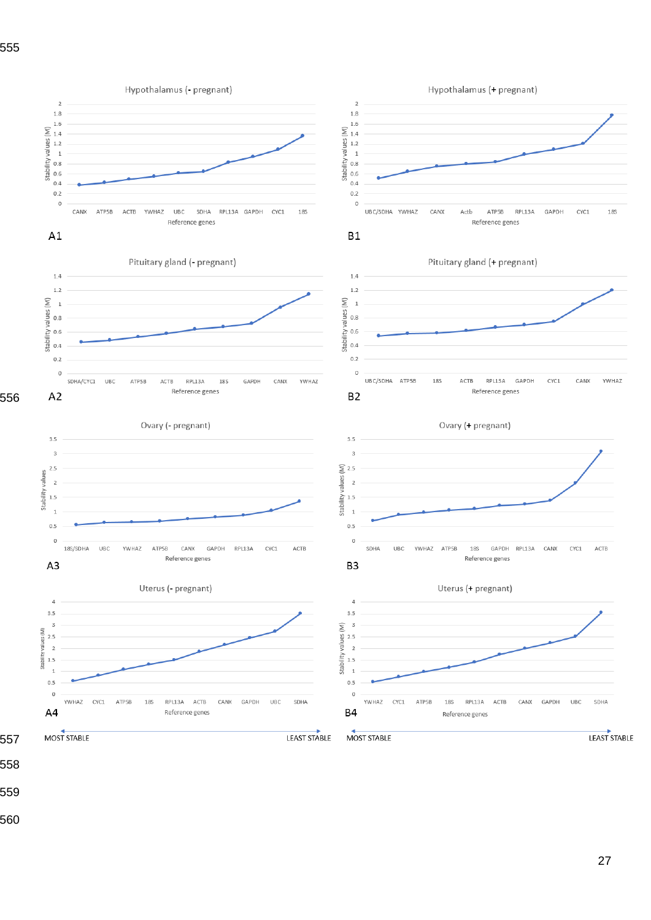Hypothalamus (- pregnant)

Stability values (M)

2
1.8
1.6
1.4
1.2
1
0.8
0.6
0.4
0.2
0

CANX ATP5B ACTB YWHAZ UBC SDHA RPL13A GAPDH CYC1 18S

Reference genes

A1

Hypothalamus (+ pregnant)

Stability values (M)

2
1.8
1.6
1.4
1.2
1
0.8
0.6
0.4
0.2
0

UBC/SDHA YWHAZ CANX Actb ATP5B RPL13A GAPDH CYC1 18S

Reference genes

B1

Pituitary gland (- pregnant)

Stability values (M)

1.4
1.2
1
0.8
0.6
0.4
0.2
0

SDHA/CYC1 UBC ATP5B ACTB RPL13A 18S GAPDH CANX YWHAZ

Reference genes

A2

Pituitary gland (+ pregnant)

Stability values (M)

1.4
1.2
1
0.8
0.6
0.4
0.2
0

UBC/SDHA ATP5B 18S ACTB RPL13A GAPDH CYC1 CANX YWHAZ

Reference genes

B2

Ovary (- pregnant)

Stability values

3.5
3
2.5
2
1.5
1
0.5
0

18S/SDHA UBC YWHAZ ATP5B CANX GAPDH RPL13A CYC1 ACTB

Reference genes

A3

Ovary (+ pregnant)

Stability values (M)

3.5
3
2.5
2
1.5
1
0.5
0

SDHA UBC YWHAZ ATP5B 18S GAPDH RPL13A CANX CYC1 ACTB

Reference genes

B3

Uterus (- pregnant)

Stability values (M)

4
3.5
3
2.5
2
1.5
1
0.5
0

YWHAZ CYC1 ATP5B 18S RPL13A ACTB CANX GAPDH UBC SDHA

Reference genes

A4

Uterus (+ pregnant)

Stability values (M)

4
3.5
3
2.5
2
1.5
1
0.5
0

YWHAZ CYC1 ATP5B 18S RPL13A ACTB CANX GAPDH UBC SDHA

Reference genes

B4

MOST STABLE LEAST STABLE

MOST STABLE LEAST STABLE